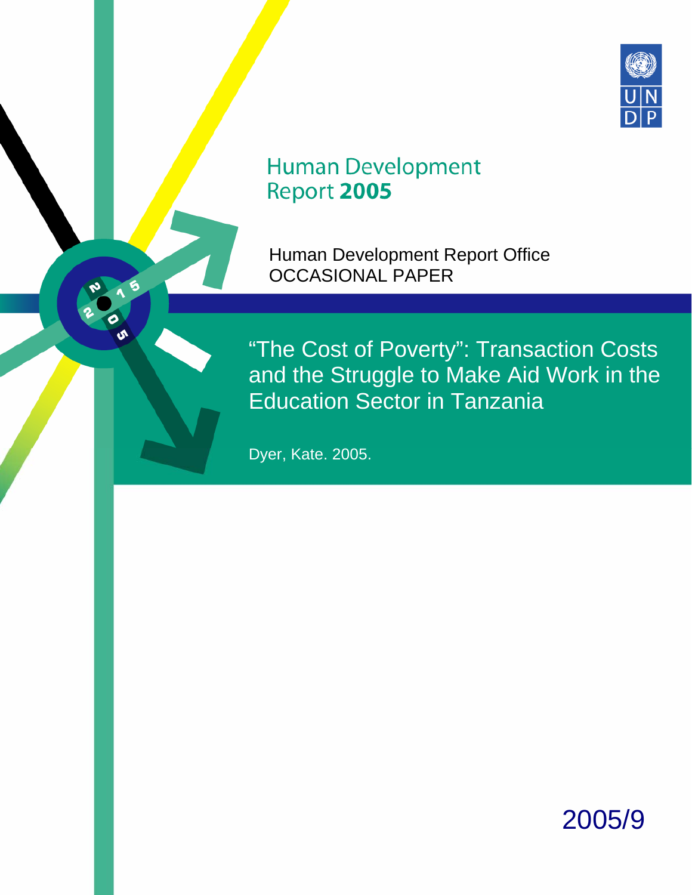Human Development Report **2005**

Human Development Report Office
OCCASIONAL PAPER

# "The Cost of Poverty": Transaction Costs and the Struggle to Make Aid Work in the Education Sector in Tanzania

Dyer, Kate. 2005.

2005/9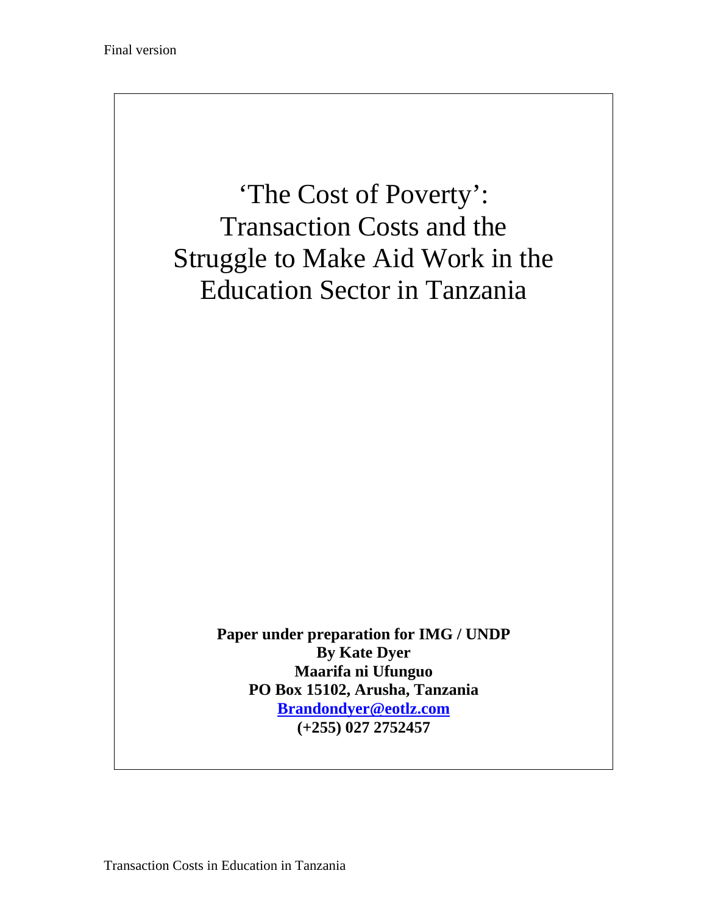# 'The Cost of Poverty': Transaction Costs and the Struggle to Make Aid Work in the Education Sector in Tanzania

**Paper under preparation for IMG / UNDP**
**By Kate Dyer**
**Maarifa ni Ufunguo**
**PO Box 15102, Arusha, Tanzania**
**Brandondyer@eotlz.com**
**(+255) 027 2752457**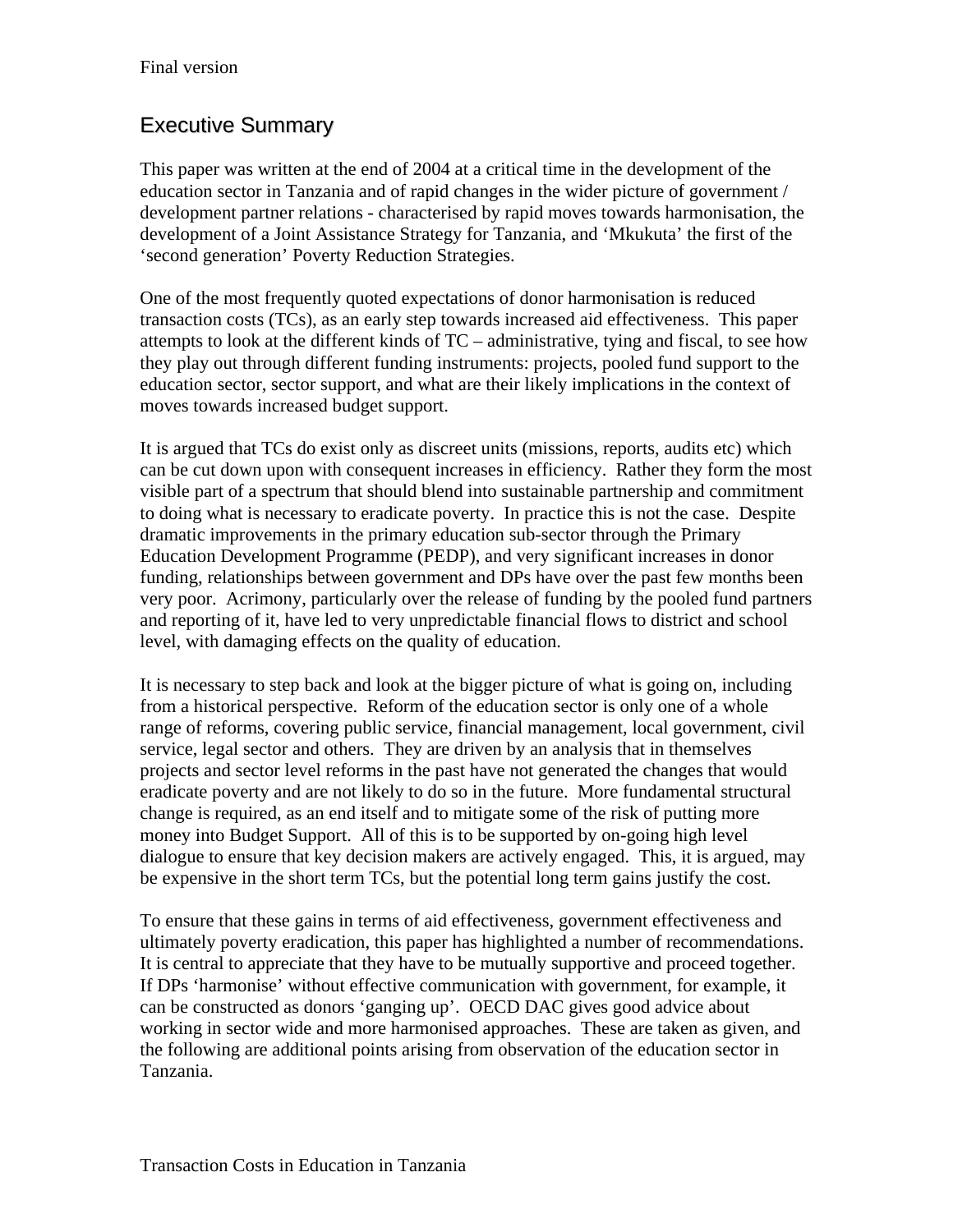## Executive Summary

This paper was written at the end of 2004 at a critical time in the development of the education sector in Tanzania and of rapid changes in the wider picture of government / development partner relations - characterised by rapid moves towards harmonisation, the development of a Joint Assistance Strategy for Tanzania, and 'Mkukuta' the first of the 'second generation' Poverty Reduction Strategies.

One of the most frequently quoted expectations of donor harmonisation is reduced transaction costs (TCs), as an early step towards increased aid effectiveness. This paper attempts to look at the different kinds of TC – administrative, tying and fiscal, to see how they play out through different funding instruments: projects, pooled fund support to the education sector, sector support, and what are their likely implications in the context of moves towards increased budget support.

It is argued that TCs do exist only as discreet units (missions, reports, audits etc) which can be cut down upon with consequent increases in efficiency. Rather they form the most visible part of a spectrum that should blend into sustainable partnership and commitment to doing what is necessary to eradicate poverty. In practice this is not the case. Despite dramatic improvements in the primary education sub-sector through the Primary Education Development Programme (PEDP), and very significant increases in donor funding, relationships between government and DPs have over the past few months been very poor. Acrimony, particularly over the release of funding by the pooled fund partners and reporting of it, have led to very unpredictable financial flows to district and school level, with damaging effects on the quality of education.

It is necessary to step back and look at the bigger picture of what is going on, including from a historical perspective. Reform of the education sector is only one of a whole range of reforms, covering public service, financial management, local government, civil service, legal sector and others. They are driven by an analysis that in themselves projects and sector level reforms in the past have not generated the changes that would eradicate poverty and are not likely to do so in the future. More fundamental structural change is required, as an end itself and to mitigate some of the risk of putting more money into Budget Support. All of this is to be supported by on-going high level dialogue to ensure that key decision makers are actively engaged. This, it is argued, may be expensive in the short term TCs, but the potential long term gains justify the cost.

To ensure that these gains in terms of aid effectiveness, government effectiveness and ultimately poverty eradication, this paper has highlighted a number of recommendations. It is central to appreciate that they have to be mutually supportive and proceed together. If DPs 'harmonise' without effective communication with government, for example, it can be constructed as donors 'ganging up'. OECD DAC gives good advice about working in sector wide and more harmonised approaches. These are taken as given, and the following are additional points arising from observation of the education sector in Tanzania.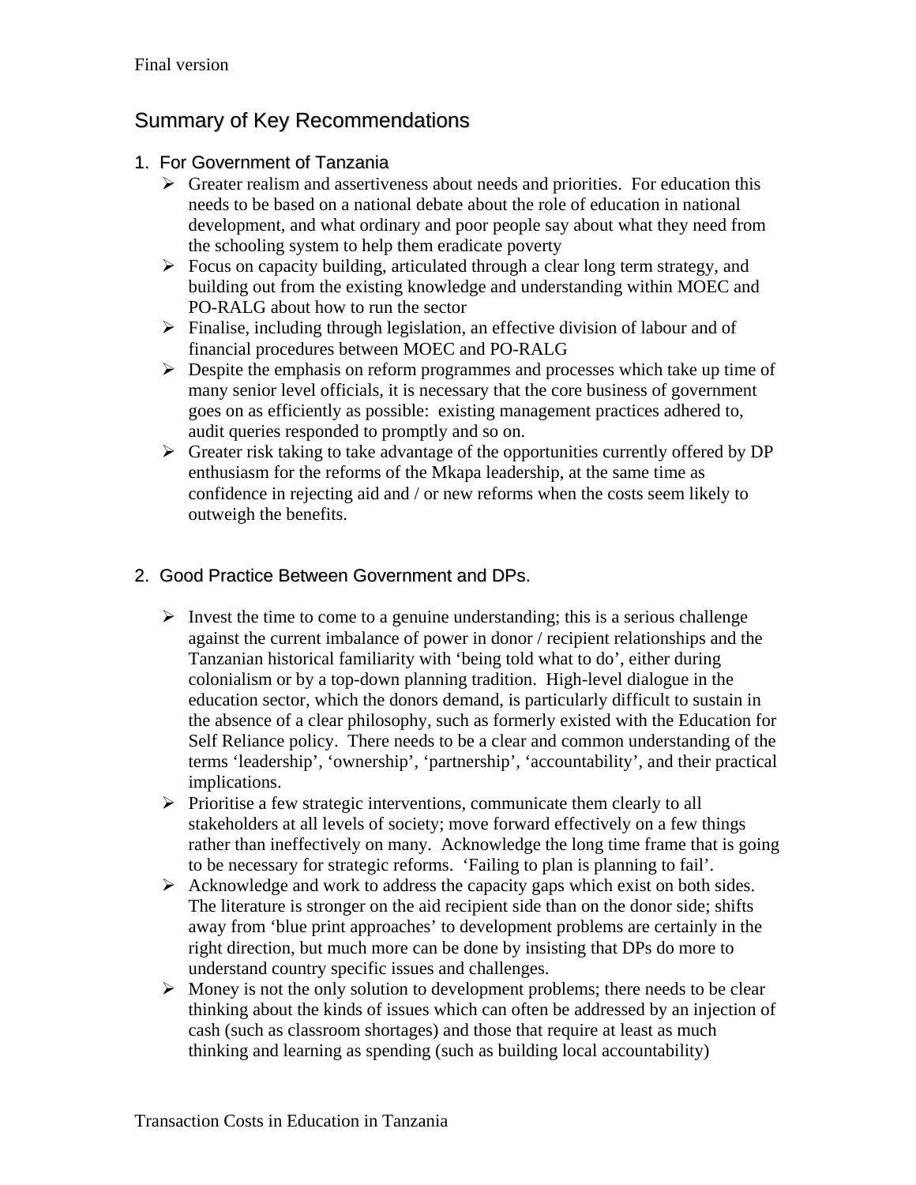## Summary of Key Recommendations

### 1. For Government of Tanzania

- Greater realism and assertiveness about needs and priorities. For education this needs to be based on a national debate about the role of education in national development, and what ordinary and poor people say about what they need from the schooling system to help them eradicate poverty
- Focus on capacity building, articulated through a clear long term strategy, and building out from the existing knowledge and understanding within MOEC and PO-RALG about how to run the sector
- Finalise, including through legislation, an effective division of labour and of financial procedures between MOEC and PO-RALG
- Despite the emphasis on reform programmes and processes which take up time of many senior level officials, it is necessary that the core business of government goes on as efficiently as possible: existing management practices adhered to, audit queries responded to promptly and so on.
- Greater risk taking to take advantage of the opportunities currently offered by DP enthusiasm for the reforms of the Mkapa leadership, at the same time as confidence in rejecting aid and / or new reforms when the costs seem likely to outweigh the benefits.

### 2. Good Practice Between Government and DPs.

- Invest the time to come to a genuine understanding; this is a serious challenge against the current imbalance of power in donor / recipient relationships and the Tanzanian historical familiarity with 'being told what to do', either during colonialism or by a top-down planning tradition. High-level dialogue in the education sector, which the donors demand, is particularly difficult to sustain in the absence of a clear philosophy, such as formerly existed with the Education for Self Reliance policy. There needs to be a clear and common understanding of the terms 'leadership', 'ownership', 'partnership', 'accountability', and their practical implications.
- Prioritise a few strategic interventions, communicate them clearly to all stakeholders at all levels of society; move forward effectively on a few things rather than ineffectively on many. Acknowledge the long time frame that is going to be necessary for strategic reforms. 'Failing to plan is planning to fail'.
- Acknowledge and work to address the capacity gaps which exist on both sides. The literature is stronger on the aid recipient side than on the donor side; shifts away from 'blue print approaches' to development problems are certainly in the right direction, but much more can be done by insisting that DPs do more to understand country specific issues and challenges.
- Money is not the only solution to development problems; there needs to be clear thinking about the kinds of issues which can often be addressed by an injection of cash (such as classroom shortages) and those that require at least as much thinking and learning as spending (such as building local accountability)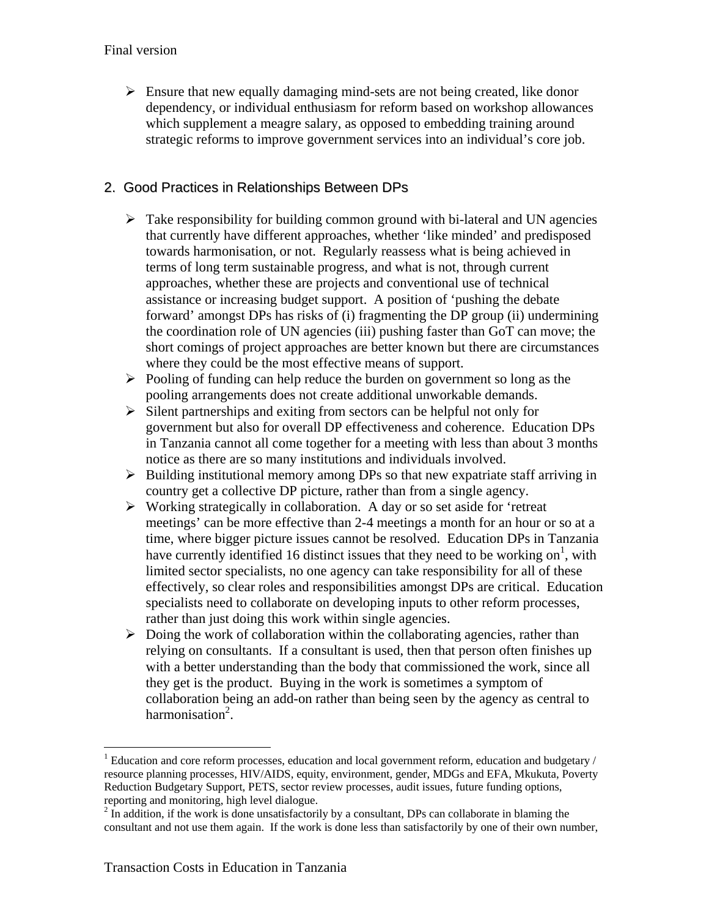- Ensure that new equally damaging mind-sets are not being created, like donor dependency, or individual enthusiasm for reform based on workshop allowances which supplement a meagre salary, as opposed to embedding training around strategic reforms to improve government services into an individual's core job.

## 2. Good Practices in Relationships Between DPs

- Take responsibility for building common ground with bi-lateral and UN agencies that currently have different approaches, whether 'like minded' and predisposed towards harmonisation, or not. Regularly reassess what is being achieved in terms of long term sustainable progress, and what is not, through current approaches, whether these are projects and conventional use of technical assistance or increasing budget support. A position of 'pushing the debate forward' amongst DPs has risks of (i) fragmenting the DP group (ii) undermining the coordination role of UN agencies (iii) pushing faster than GoT can move; the short comings of project approaches are better known but there are circumstances where they could be the most effective means of support.
- Pooling of funding can help reduce the burden on government so long as the pooling arrangements does not create additional unworkable demands.
- Silent partnerships and exiting from sectors can be helpful not only for government but also for overall DP effectiveness and coherence. Education DPs in Tanzania cannot all come together for a meeting with less than about 3 months notice as there are so many institutions and individuals involved.
- Building institutional memory among DPs so that new expatriate staff arriving in country get a collective DP picture, rather than from a single agency.
- Working strategically in collaboration. A day or so set aside for 'retreat meetings' can be more effective than 2-4 meetings a month for an hour or so at a time, where bigger picture issues cannot be resolved. Education DPs in Tanzania have currently identified 16 distinct issues that they need to be working on[1], with limited sector specialists, no one agency can take responsibility for all of these effectively, so clear roles and responsibilities amongst DPs are critical. Education specialists need to collaborate on developing inputs to other reform processes, rather than just doing this work within single agencies.
- Doing the work of collaboration within the collaborating agencies, rather than relying on consultants. If a consultant is used, then that person often finishes up with a better understanding than the body that commissioned the work, since all they get is the product. Buying in the work is sometimes a symptom of collaboration being an add-on rather than being seen by the agency as central to harmonisation[2].

---

[1] Education and core reform processes, education and local government reform, education and budgetary / resource planning processes, HIV/AIDS, equity, environment, gender, MDGs and EFA, Mkukuta, Poverty Reduction Budgetary Support, PETS, sector review processes, audit issues, future funding options, reporting and monitoring, high level dialogue.

[2] In addition, if the work is done unsatisfactorily by a consultant, DPs can collaborate in blaming the consultant and not use them again. If the work is done less than satisfactorily by one of their own number,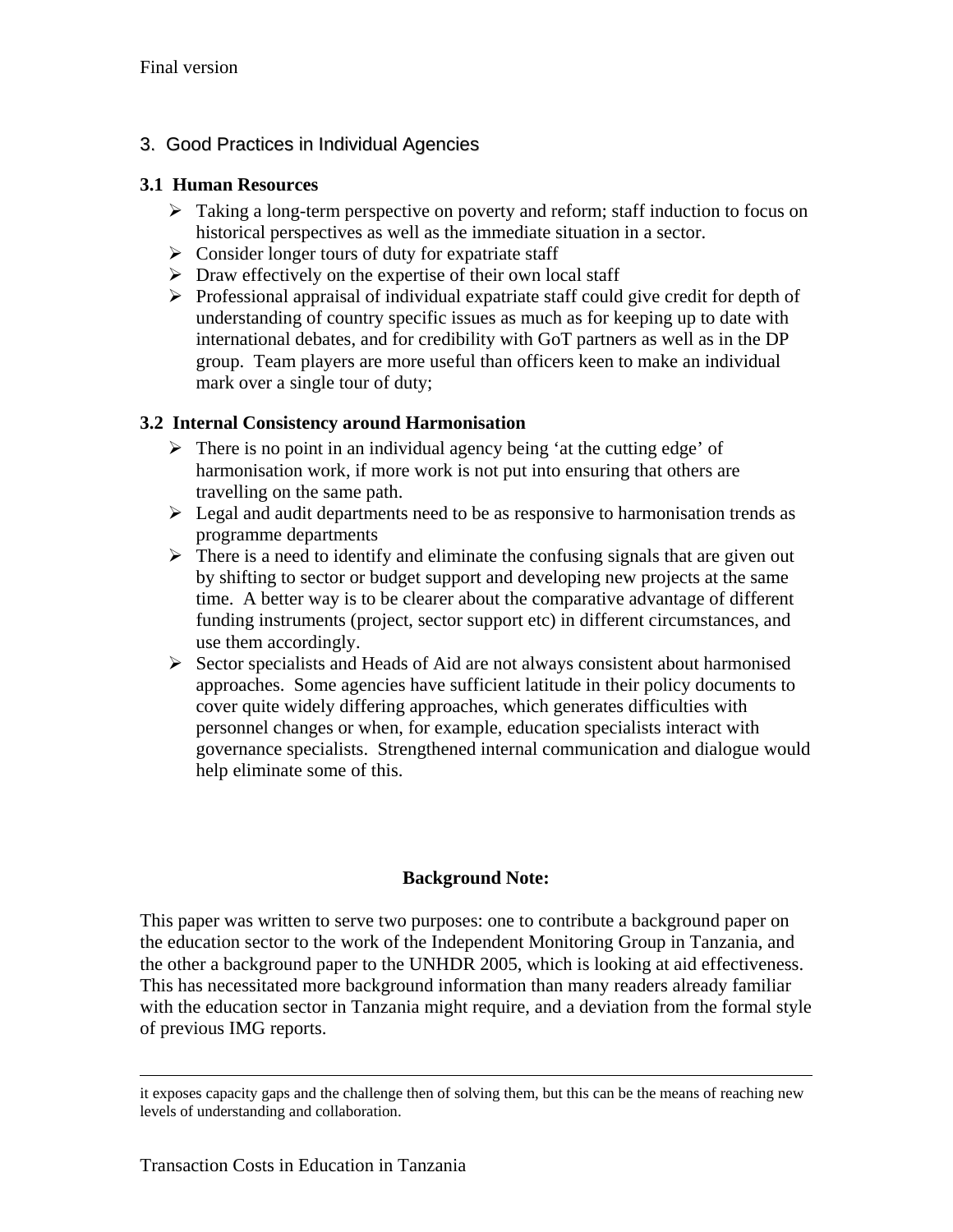## 3. Good Practices in Individual Agencies

### 3.1 Human Resources

- Taking a long-term perspective on poverty and reform; staff induction to focus on historical perspectives as well as the immediate situation in a sector.
- Consider longer tours of duty for expatriate staff
- Draw effectively on the expertise of their own local staff
- Professional appraisal of individual expatriate staff could give credit for depth of understanding of country specific issues as much as for keeping up to date with international debates, and for credibility with GoT partners as well as in the DP group. Team players are more useful than officers keen to make an individual mark over a single tour of duty;

### 3.2 Internal Consistency around Harmonisation

- There is no point in an individual agency being 'at the cutting edge' of harmonisation work, if more work is not put into ensuring that others are travelling on the same path.
- Legal and audit departments need to be as responsive to harmonisation trends as programme departments
- There is a need to identify and eliminate the confusing signals that are given out by shifting to sector or budget support and developing new projects at the same time. A better way is to be clearer about the comparative advantage of different funding instruments (project, sector support etc) in different circumstances, and use them accordingly.
- Sector specialists and Heads of Aid are not always consistent about harmonised approaches. Some agencies have sufficient latitude in their policy documents to cover quite widely differing approaches, which generates difficulties with personnel changes or when, for example, education specialists interact with governance specialists. Strengthened internal communication and dialogue would help eliminate some of this.

**Background Note:**

This paper was written to serve two purposes: one to contribute a background paper on the education sector to the work of the Independent Monitoring Group in Tanzania, and the other a background paper to the UNHDR 2005, which is looking at aid effectiveness. This has necessitated more background information than many readers already familiar with the education sector in Tanzania might require, and a deviation from the formal style of previous IMG reports.

---

it exposes capacity gaps and the challenge then of solving them, but this can be the means of reaching new levels of understanding and collaboration.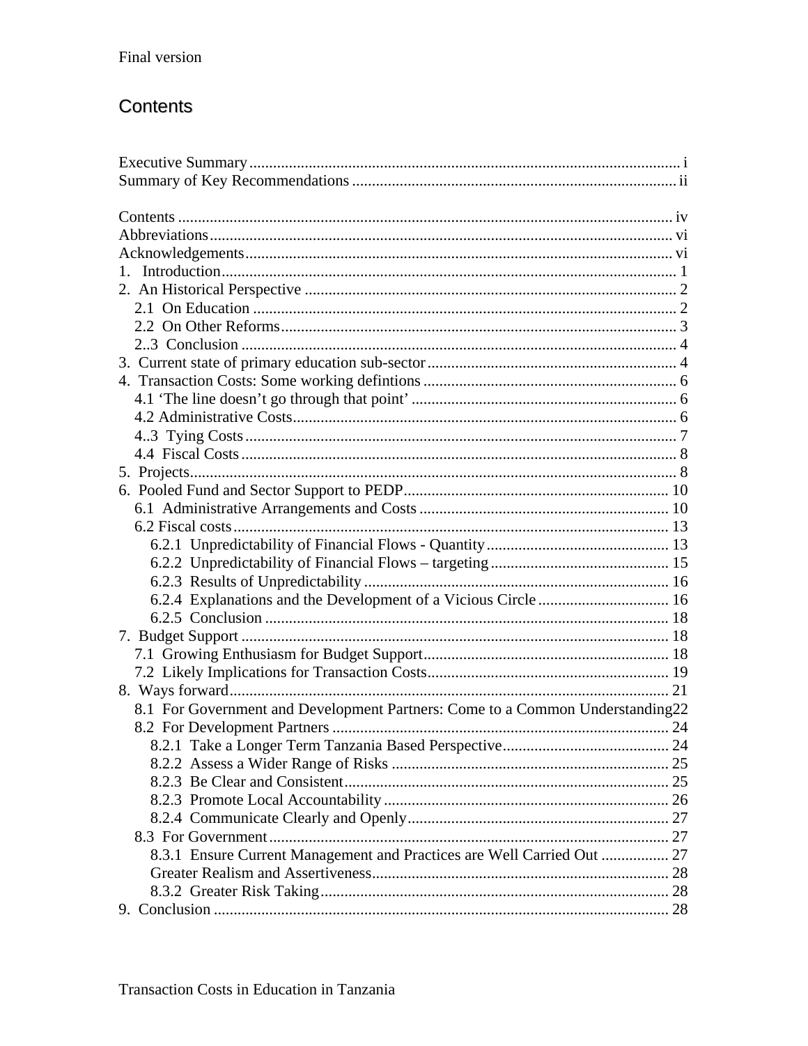## Contents

Executive Summary ........................................................................................................... i
Summary of Key Recommendations ................................................................................. ii

Contents ........................................................................................................................... iv
Abbreviations .................................................................................................................... vi
Acknowledgements ........................................................................................................... vi
1. Introduction ................................................................................................................... 1
2. An Historical Perspective ............................................................................................. 2
   2.1 On Education .......................................................................................................... 2
   2.2 On Other Reforms ................................................................................................... 3
   2..3 Conclusion ............................................................................................................. 4
3. Current state of primary education sub-sector .............................................................. 4
4. Transaction Costs: Some working defintions ............................................................... 6
   4.1 'The line doesn't go through that point' .................................................................. 6
   4.2 Administrative Costs ................................................................................................ 6
   4..3 Tying Costs ............................................................................................................ 7
   4.4 Fiscal Costs ............................................................................................................. 8
5. Projects .......................................................................................................................... 8
6. Pooled Fund and Sector Support to PEDP .................................................................. 10
   6.1 Administrative Arrangements and Costs .............................................................. 10
   6.2 Fiscal costs ............................................................................................................. 13
      6.2.1 Unpredictability of Financial Flows - Quantity ............................................. 13
      6.2.2 Unpredictability of Financial Flows – targeting ............................................ 15
      6.2.3 Results of Unpredictability ............................................................................ 16
      6.2.4 Explanations and the Development of a Vicious Circle ................................. 16
      6.2.5 Conclusion ..................................................................................................... 18
7. Budget Support ........................................................................................................... 18
   7.1 Growing Enthusiasm for Budget Support ............................................................. 18
   7.2 Likely Implications for Transaction Costs ............................................................ 19
8. Ways forward .............................................................................................................. 21
   8.1 For Government and Development Partners: Come to a Common Understanding 22
   8.2 For Development Partners .................................................................................... 24
      8.2.1 Take a Longer Term Tanzania Based Perspective .......................................... 24
      8.2.2 Assess a Wider Range of Risks ..................................................................... 25
      8.2.3 Be Clear and Consistent ................................................................................. 25
      8.2.3 Promote Local Accountability ........................................................................ 26
      8.2.4 Communicate Clearly and Openly .................................................................. 27
   8.3 For Government .................................................................................................... 27
      8.3.1 Ensure Current Management and Practices are Well Carried Out ................. 27
      Greater Realism and Assertiveness .......................................................................... 28
      8.3.2 Greater Risk Taking ....................................................................................... 28
9. Conclusion .................................................................................................................. 28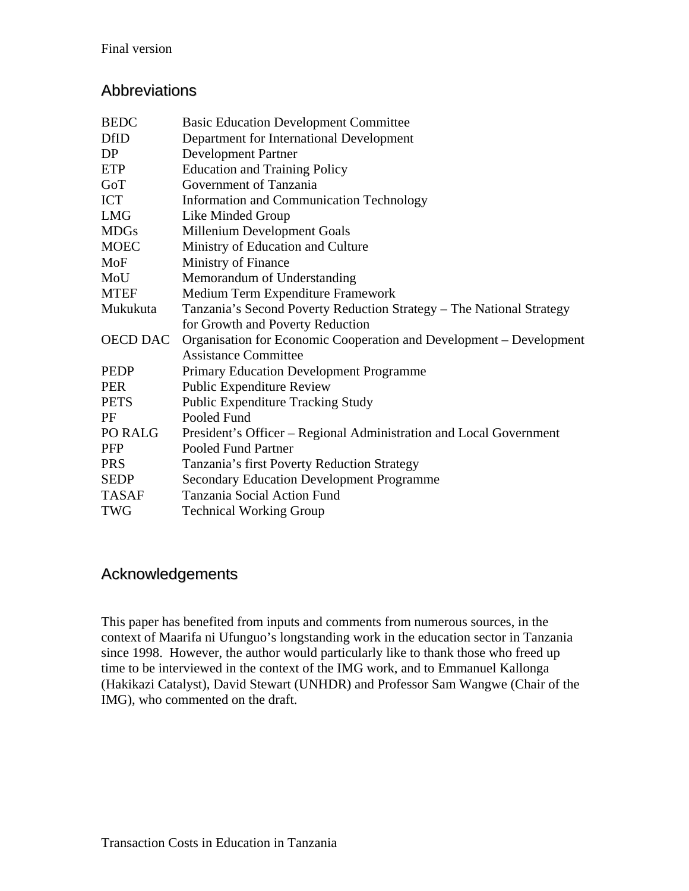## Abbreviations

| | |
|---|---|
| BEDC | Basic Education Development Committee |
| DfID | Department for International Development |
| DP | Development Partner |
| ETP | Education and Training Policy |
| GoT | Government of Tanzania |
| ICT | Information and Communication Technology |
| LMG | Like Minded Group |
| MDGs | Millenium Development Goals |
| MOEC | Ministry of Education and Culture |
| MoF | Ministry of Finance |
| MoU | Memorandum of Understanding |
| MTEF | Medium Term Expenditure Framework |
| Mukukuta | Tanzania's Second Poverty Reduction Strategy – The National Strategy for Growth and Poverty Reduction |
| OECD DAC | Organisation for Economic Cooperation and Development – Development Assistance Committee |
| PEDP | Primary Education Development Programme |
| PER | Public Expenditure Review |
| PETS | Public Expenditure Tracking Study |
| PF | Pooled Fund |
| PO RALG | President's Officer – Regional Administration and Local Government |
| PFP | Pooled Fund Partner |
| PRS | Tanzania's first Poverty Reduction Strategy |
| SEDP | Secondary Education Development Programme |
| TASAF | Tanzania Social Action Fund |
| TWG | Technical Working Group |

## Acknowledgements

This paper has benefited from inputs and comments from numerous sources, in the context of Maarifa ni Ufunguo's longstanding work in the education sector in Tanzania since 1998. However, the author would particularly like to thank those who freed up time to be interviewed in the context of the IMG work, and to Emmanuel Kallonga (Hakikazi Catalyst), David Stewart (UNHDR) and Professor Sam Wangwe (Chair of the IMG), who commented on the draft.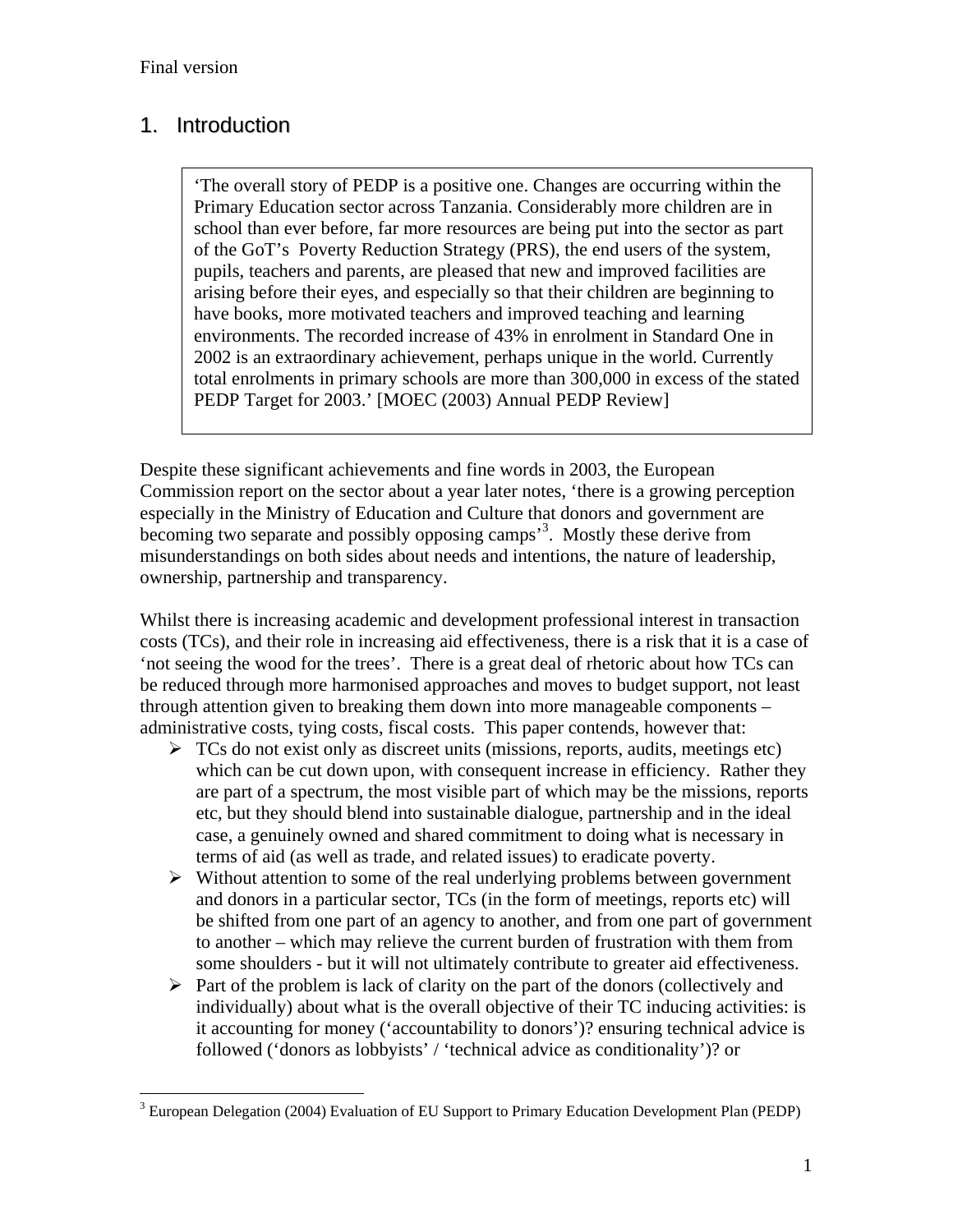# 1. Introduction

> 'The overall story of PEDP is a positive one. Changes are occurring within the Primary Education sector across Tanzania. Considerably more children are in school than ever before, far more resources are being put into the sector as part of the GoT's Poverty Reduction Strategy (PRS), the end users of the system, pupils, teachers and parents, are pleased that new and improved facilities are arising before their eyes, and especially so that their children are beginning to have books, more motivated teachers and improved teaching and learning environments. The recorded increase of 43% in enrolment in Standard One in 2002 is an extraordinary achievement, perhaps unique in the world. Currently total enrolments in primary schools are more than 300,000 in excess of the stated PEDP Target for 2003.' [MOEC (2003) Annual PEDP Review]

Despite these significant achievements and fine words in 2003, the European Commission report on the sector about a year later notes, 'there is a growing perception especially in the Ministry of Education and Culture that donors and government are becoming two separate and possibly opposing camps'[3]. Mostly these derive from misunderstandings on both sides about needs and intentions, the nature of leadership, ownership, partnership and transparency.

Whilst there is increasing academic and development professional interest in transaction costs (TCs), and their role in increasing aid effectiveness, there is a risk that it is a case of 'not seeing the wood for the trees'. There is a great deal of rhetoric about how TCs can be reduced through more harmonised approaches and moves to budget support, not least through attention given to breaking them down into more manageable components – administrative costs, tying costs, fiscal costs. This paper contends, however that:

- TCs do not exist only as discreet units (missions, reports, audits, meetings etc) which can be cut down upon, with consequent increase in efficiency. Rather they are part of a spectrum, the most visible part of which may be the missions, reports etc, but they should blend into sustainable dialogue, partnership and in the ideal case, a genuinely owned and shared commitment to doing what is necessary in terms of aid (as well as trade, and related issues) to eradicate poverty.
- Without attention to some of the real underlying problems between government and donors in a particular sector, TCs (in the form of meetings, reports etc) will be shifted from one part of an agency to another, and from one part of government to another – which may relieve the current burden of frustration with them from some shoulders - but it will not ultimately contribute to greater aid effectiveness.
- Part of the problem is lack of clarity on the part of the donors (collectively and individually) about what is the overall objective of their TC inducing activities: is it accounting for money ('accountability to donors')? ensuring technical advice is followed ('donors as lobbyists' / 'technical advice as conditionality')? or

[3] European Delegation (2004) Evaluation of EU Support to Primary Education Development Plan (PEDP)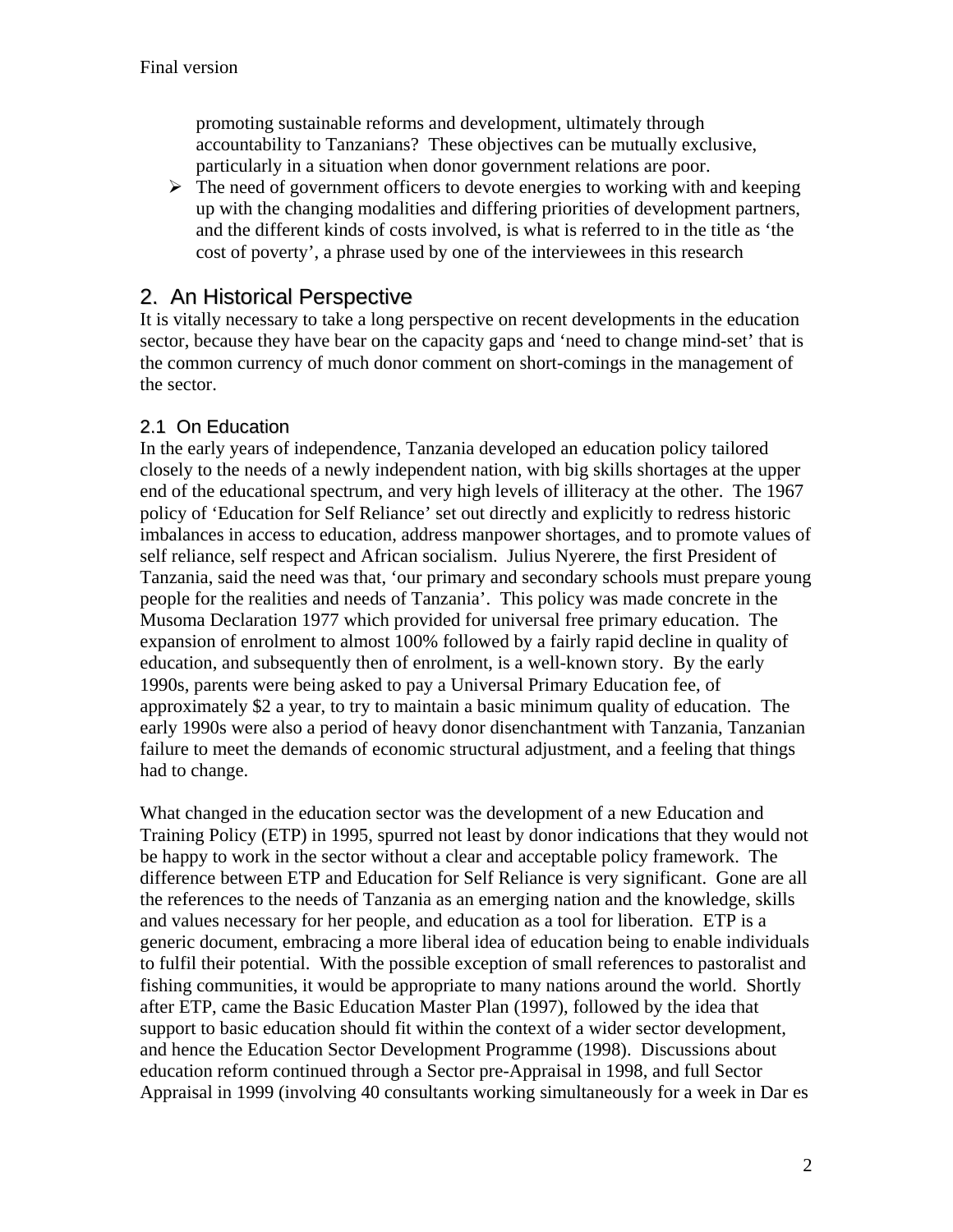promoting sustainable reforms and development, ultimately through accountability to Tanzanians? These objectives can be mutually exclusive, particularly in a situation when donor government relations are poor.

- The need of government officers to devote energies to working with and keeping up with the changing modalities and differing priorities of development partners, and the different kinds of costs involved, is what is referred to in the title as 'the cost of poverty', a phrase used by one of the interviewees in this research

## 2. An Historical Perspective

It is vitally necessary to take a long perspective on recent developments in the education sector, because they have bear on the capacity gaps and 'need to change mind-set' that is the common currency of much donor comment on short-comings in the management of the sector.

### 2.1 On Education

In the early years of independence, Tanzania developed an education policy tailored closely to the needs of a newly independent nation, with big skills shortages at the upper end of the educational spectrum, and very high levels of illiteracy at the other. The 1967 policy of 'Education for Self Reliance' set out directly and explicitly to redress historic imbalances in access to education, address manpower shortages, and to promote values of self reliance, self respect and African socialism. Julius Nyerere, the first President of Tanzania, said the need was that, 'our primary and secondary schools must prepare young people for the realities and needs of Tanzania'. This policy was made concrete in the Musoma Declaration 1977 which provided for universal free primary education. The expansion of enrolment to almost 100% followed by a fairly rapid decline in quality of education, and subsequently then of enrolment, is a well-known story. By the early 1990s, parents were being asked to pay a Universal Primary Education fee, of approximately $2 a year, to try to maintain a basic minimum quality of education. The early 1990s were also a period of heavy donor disenchantment with Tanzania, Tanzanian failure to meet the demands of economic structural adjustment, and a feeling that things had to change.

What changed in the education sector was the development of a new Education and Training Policy (ETP) in 1995, spurred not least by donor indications that they would not be happy to work in the sector without a clear and acceptable policy framework. The difference between ETP and Education for Self Reliance is very significant. Gone are all the references to the needs of Tanzania as an emerging nation and the knowledge, skills and values necessary for her people, and education as a tool for liberation. ETP is a generic document, embracing a more liberal idea of education being to enable individuals to fulfil their potential. With the possible exception of small references to pastoralist and fishing communities, it would be appropriate to many nations around the world. Shortly after ETP, came the Basic Education Master Plan (1997), followed by the idea that support to basic education should fit within the context of a wider sector development, and hence the Education Sector Development Programme (1998). Discussions about education reform continued through a Sector pre-Appraisal in 1998, and full Sector Appraisal in 1999 (involving 40 consultants working simultaneously for a week in Dar es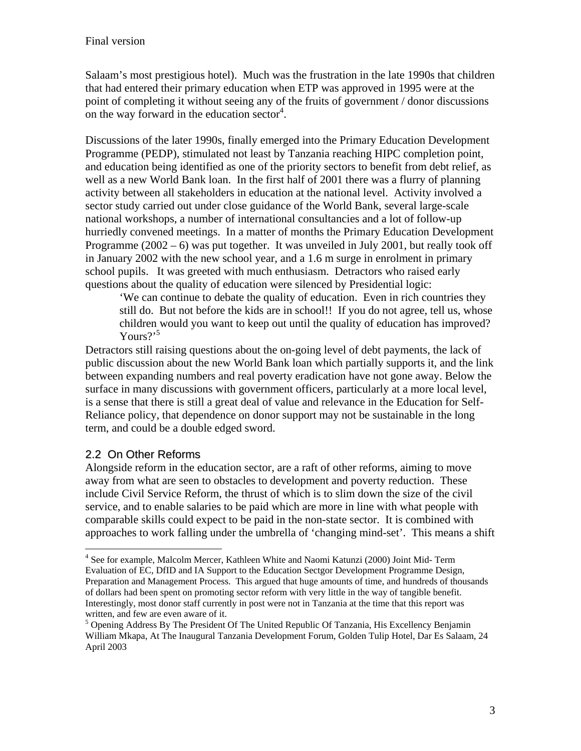Salaam's most prestigious hotel). Much was the frustration in the late 1990s that children that had entered their primary education when ETP was approved in 1995 were at the point of completing it without seeing any of the fruits of government / donor discussions on the way forward in the education sector[4].

Discussions of the later 1990s, finally emerged into the Primary Education Development Programme (PEDP), stimulated not least by Tanzania reaching HIPC completion point, and education being identified as one of the priority sectors to benefit from debt relief, as well as a new World Bank loan. In the first half of 2001 there was a flurry of planning activity between all stakeholders in education at the national level. Activity involved a sector study carried out under close guidance of the World Bank, several large-scale national workshops, a number of international consultancies and a lot of follow-up hurriedly convened meetings. In a matter of months the Primary Education Development Programme (2002 – 6) was put together. It was unveiled in July 2001, but really took off in January 2002 with the new school year, and a 1.6 m surge in enrolment in primary school pupils. It was greeted with much enthusiasm. Detractors who raised early questions about the quality of education were silenced by Presidential logic:

> 'We can continue to debate the quality of education. Even in rich countries they still do. But not before the kids are in school!! If you do not agree, tell us, whose children would you want to keep out until the quality of education has improved? Yours?'[5]

Detractors still raising questions about the on-going level of debt payments, the lack of public discussion about the new World Bank loan which partially supports it, and the link between expanding numbers and real poverty eradication have not gone away. Below the surface in many discussions with government officers, particularly at a more local level, is a sense that there is still a great deal of value and relevance in the Education for Self-Reliance policy, that dependence on donor support may not be sustainable in the long term, and could be a double edged sword.

## 2.2 On Other Reforms

Alongside reform in the education sector, are a raft of other reforms, aiming to move away from what are seen to obstacles to development and poverty reduction. These include Civil Service Reform, the thrust of which is to slim down the size of the civil service, and to enable salaries to be paid which are more in line with what people with comparable skills could expect to be paid in the non-state sector. It is combined with approaches to work falling under the umbrella of 'changing mind-set'. This means a shift

---

[4] See for example, Malcolm Mercer, Kathleen White and Naomi Katunzi (2000) Joint Mid- Term Evaluation of EC, DfID and IA Support to the Education Sectgor Development Programme Design, Preparation and Management Process. This argued that huge amounts of time, and hundreds of thousands of dollars had been spent on promoting sector reform with very little in the way of tangible benefit. Interestingly, most donor staff currently in post were not in Tanzania at the time that this report was written, and few are even aware of it.

[5] Opening Address By The President Of The United Republic Of Tanzania, His Excellency Benjamin William Mkapa, At The Inaugural Tanzania Development Forum, Golden Tulip Hotel, Dar Es Salaam, 24 April 2003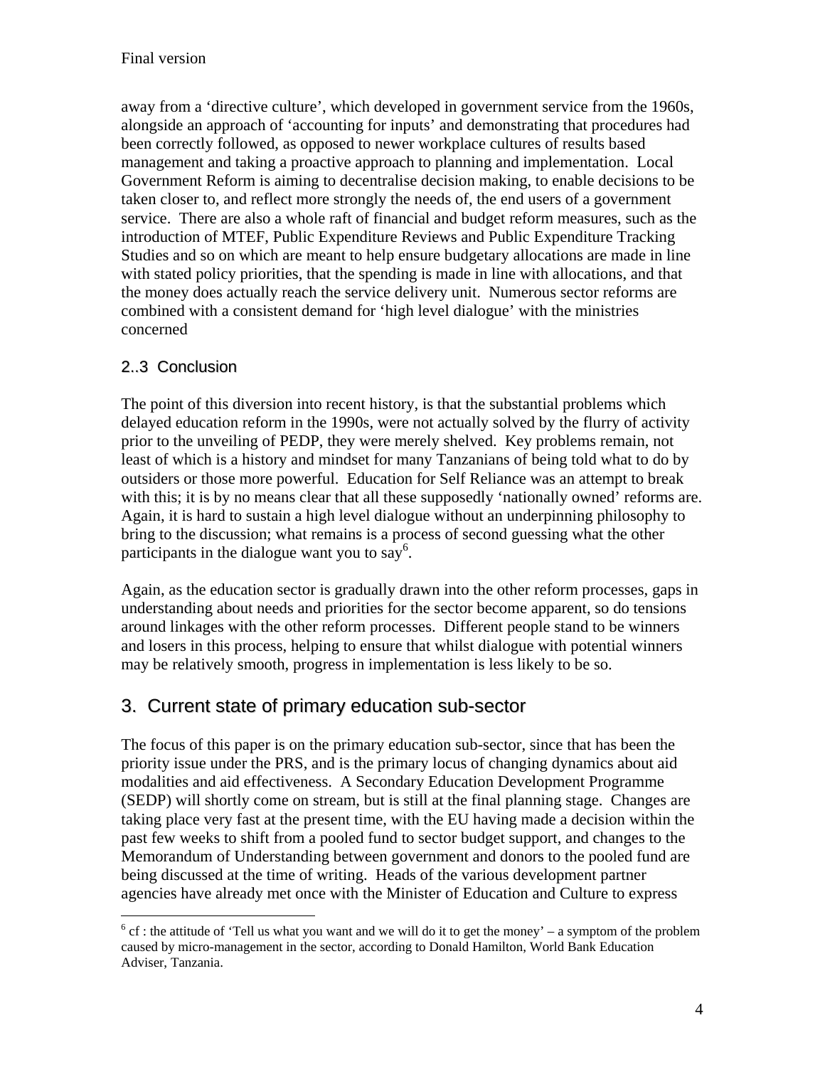away from a 'directive culture', which developed in government service from the 1960s, alongside an approach of 'accounting for inputs' and demonstrating that procedures had been correctly followed, as opposed to newer workplace cultures of results based management and taking a proactive approach to planning and implementation. Local Government Reform is aiming to decentralise decision making, to enable decisions to be taken closer to, and reflect more strongly the needs of, the end users of a government service. There are also a whole raft of financial and budget reform measures, such as the introduction of MTEF, Public Expenditure Reviews and Public Expenditure Tracking Studies and so on which are meant to help ensure budgetary allocations are made in line with stated policy priorities, that the spending is made in line with allocations, and that the money does actually reach the service delivery unit. Numerous sector reforms are combined with a consistent demand for 'high level dialogue' with the ministries concerned

### 2..3 Conclusion

The point of this diversion into recent history, is that the substantial problems which delayed education reform in the 1990s, were not actually solved by the flurry of activity prior to the unveiling of PEDP, they were merely shelved. Key problems remain, not least of which is a history and mindset for many Tanzanians of being told what to do by outsiders or those more powerful. Education for Self Reliance was an attempt to break with this; it is by no means clear that all these supposedly 'nationally owned' reforms are. Again, it is hard to sustain a high level dialogue without an underpinning philosophy to bring to the discussion; what remains is a process of second guessing what the other participants in the dialogue want you to say[6].

Again, as the education sector is gradually drawn into the other reform processes, gaps in understanding about needs and priorities for the sector become apparent, so do tensions around linkages with the other reform processes. Different people stand to be winners and losers in this process, helping to ensure that whilst dialogue with potential winners may be relatively smooth, progress in implementation is less likely to be so.

## 3. Current state of primary education sub-sector

The focus of this paper is on the primary education sub-sector, since that has been the priority issue under the PRS, and is the primary locus of changing dynamics about aid modalities and aid effectiveness. A Secondary Education Development Programme (SEDP) will shortly come on stream, but is still at the final planning stage. Changes are taking place very fast at the present time, with the EU having made a decision within the past few weeks to shift from a pooled fund to sector budget support, and changes to the Memorandum of Understanding between government and donors to the pooled fund are being discussed at the time of writing. Heads of the various development partner agencies have already met once with the Minister of Education and Culture to express

[6] cf : the attitude of 'Tell us what you want and we will do it to get the money' – a symptom of the problem caused by micro-management in the sector, according to Donald Hamilton, World Bank Education Adviser, Tanzania.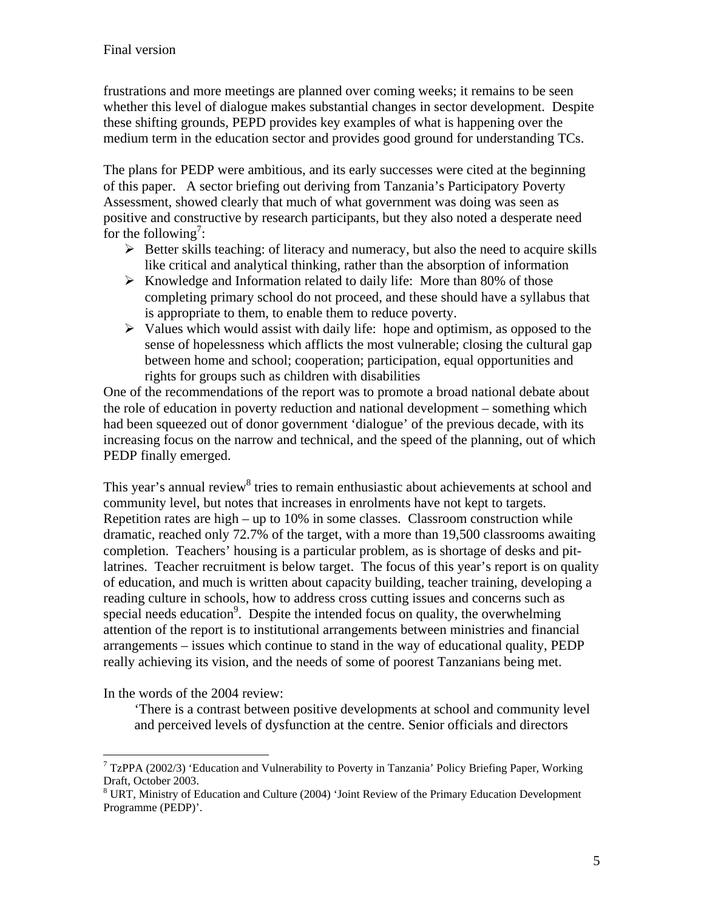frustrations and more meetings are planned over coming weeks; it remains to be seen whether this level of dialogue makes substantial changes in sector development. Despite these shifting grounds, PEPD provides key examples of what is happening over the medium term in the education sector and provides good ground for understanding TCs.

The plans for PEDP were ambitious, and its early successes were cited at the beginning of this paper. A sector briefing out deriving from Tanzania's Participatory Poverty Assessment, showed clearly that much of what government was doing was seen as positive and constructive by research participants, but they also noted a desperate need for the following[7]:

- Better skills teaching: of literacy and numeracy, but also the need to acquire skills like critical and analytical thinking, rather than the absorption of information
- Knowledge and Information related to daily life: More than 80% of those completing primary school do not proceed, and these should have a syllabus that is appropriate to them, to enable them to reduce poverty.
- Values which would assist with daily life: hope and optimism, as opposed to the sense of hopelessness which afflicts the most vulnerable; closing the cultural gap between home and school; cooperation; participation, equal opportunities and rights for groups such as children with disabilities

One of the recommendations of the report was to promote a broad national debate about the role of education in poverty reduction and national development – something which had been squeezed out of donor government 'dialogue' of the previous decade, with its increasing focus on the narrow and technical, and the speed of the planning, out of which PEDP finally emerged.

This year's annual review[8] tries to remain enthusiastic about achievements at school and community level, but notes that increases in enrolments have not kept to targets. Repetition rates are high – up to 10% in some classes. Classroom construction while dramatic, reached only 72.7% of the target, with a more than 19,500 classrooms awaiting completion. Teachers' housing is a particular problem, as is shortage of desks and pit-latrines. Teacher recruitment is below target. The focus of this year's report is on quality of education, and much is written about capacity building, teacher training, developing a reading culture in schools, how to address cross cutting issues and concerns such as special needs education[9]. Despite the intended focus on quality, the overwhelming attention of the report is to institutional arrangements between ministries and financial arrangements – issues which continue to stand in the way of educational quality, PEDP really achieving its vision, and the needs of some of poorest Tanzanians being met.

In the words of the 2004 review:

> 'There is a contrast between positive developments at school and community level and perceived levels of dysfunction at the centre. Senior officials and directors

---

[7] TzPPA (2002/3) 'Education and Vulnerability to Poverty in Tanzania' Policy Briefing Paper, Working Draft, October 2003.

[8] URT, Ministry of Education and Culture (2004) 'Joint Review of the Primary Education Development Programme (PEDP)'.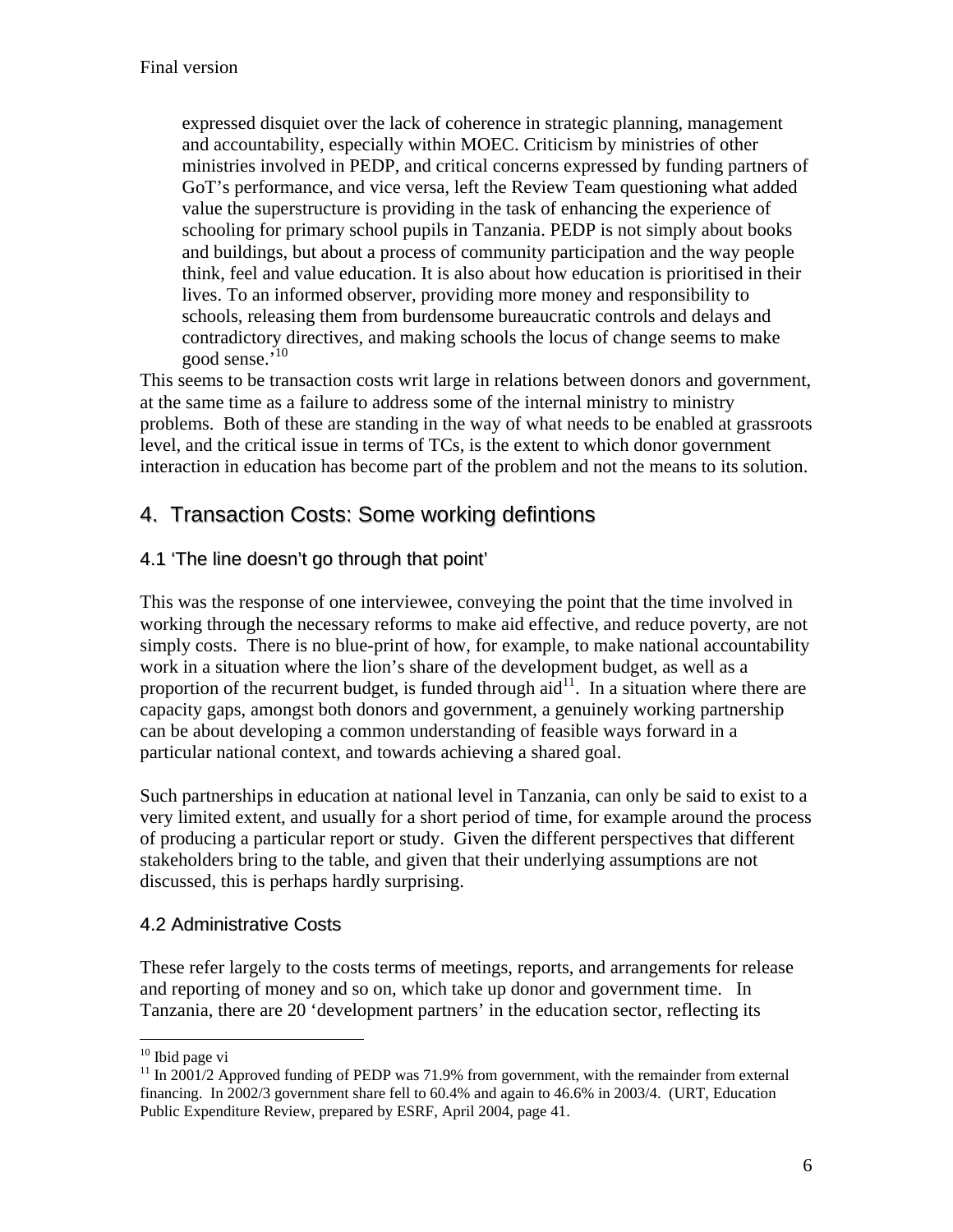expressed disquiet over the lack of coherence in strategic planning, management and accountability, especially within MOEC. Criticism by ministries of other ministries involved in PEDP, and critical concerns expressed by funding partners of GoT's performance, and vice versa, left the Review Team questioning what added value the superstructure is providing in the task of enhancing the experience of schooling for primary school pupils in Tanzania. PEDP is not simply about books and buildings, but about a process of community participation and the way people think, feel and value education. It is also about how education is prioritised in their lives. To an informed observer, providing more money and responsibility to schools, releasing them from burdensome bureaucratic controls and delays and contradictory directives, and making schools the locus of change seems to make good sense.'[10]

This seems to be transaction costs writ large in relations between donors and government, at the same time as a failure to address some of the internal ministry to ministry problems. Both of these are standing in the way of what needs to be enabled at grassroots level, and the critical issue in terms of TCs, is the extent to which donor government interaction in education has become part of the problem and not the means to its solution.

## 4. Transaction Costs: Some working defintions

### 4.1 'The line doesn't go through that point'

This was the response of one interviewee, conveying the point that the time involved in working through the necessary reforms to make aid effective, and reduce poverty, are not simply costs. There is no blue-print of how, for example, to make national accountability work in a situation where the lion's share of the development budget, as well as a proportion of the recurrent budget, is funded through aid[11]. In a situation where there are capacity gaps, amongst both donors and government, a genuinely working partnership can be about developing a common understanding of feasible ways forward in a particular national context, and towards achieving a shared goal.

Such partnerships in education at national level in Tanzania, can only be said to exist to a very limited extent, and usually for a short period of time, for example around the process of producing a particular report or study. Given the different perspectives that different stakeholders bring to the table, and given that their underlying assumptions are not discussed, this is perhaps hardly surprising.

### 4.2 Administrative Costs

These refer largely to the costs terms of meetings, reports, and arrangements for release and reporting of money and so on, which take up donor and government time. In Tanzania, there are 20 'development partners' in the education sector, reflecting its

---

[10] Ibid page vi

[11] In 2001/2 Approved funding of PEDP was 71.9% from government, with the remainder from external financing. In 2002/3 government share fell to 60.4% and again to 46.6% in 2003/4. (URT, Education Public Expenditure Review, prepared by ESRF, April 2004, page 41.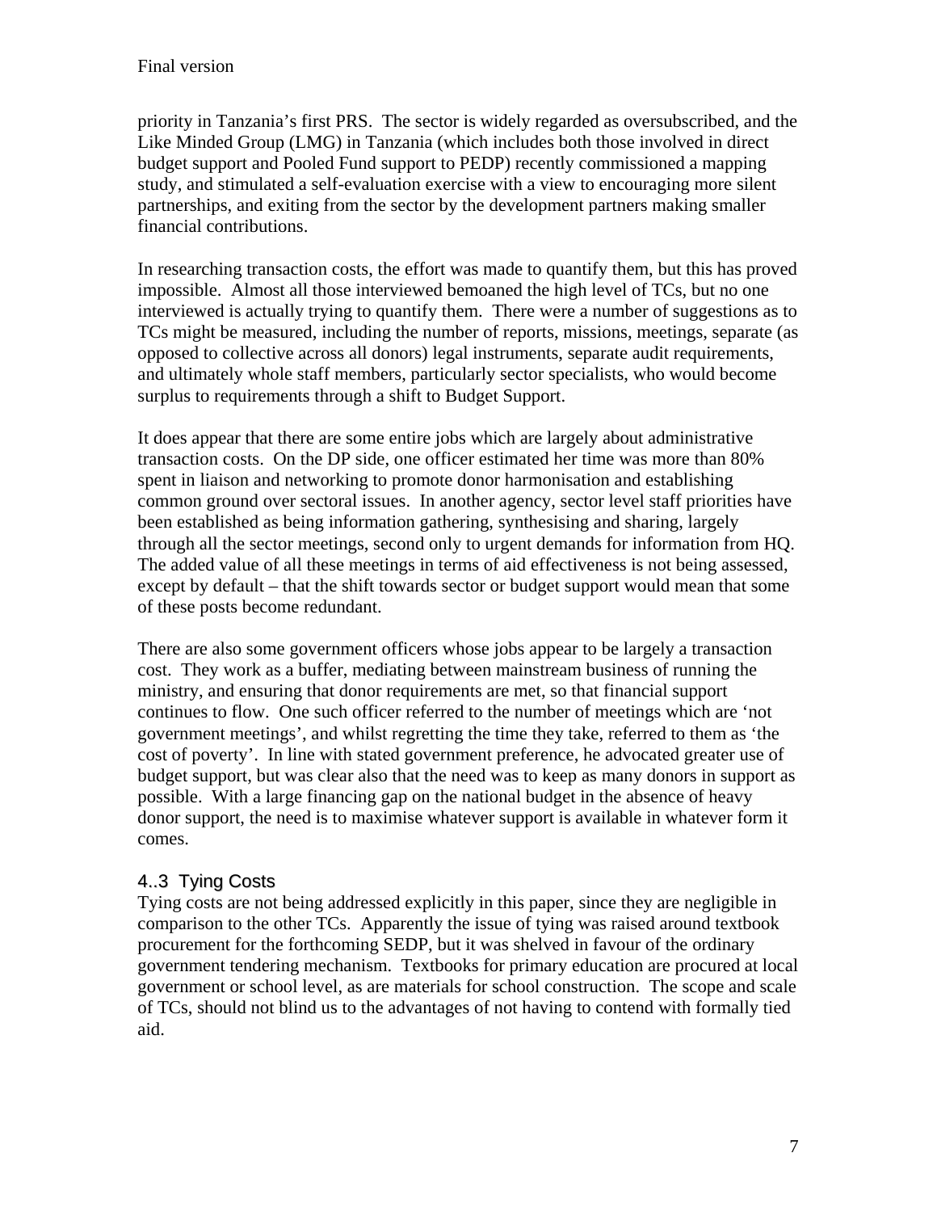priority in Tanzania's first PRS. The sector is widely regarded as oversubscribed, and the Like Minded Group (LMG) in Tanzania (which includes both those involved in direct budget support and Pooled Fund support to PEDP) recently commissioned a mapping study, and stimulated a self-evaluation exercise with a view to encouraging more silent partnerships, and exiting from the sector by the development partners making smaller financial contributions.

In researching transaction costs, the effort was made to quantify them, but this has proved impossible. Almost all those interviewed bemoaned the high level of TCs, but no one interviewed is actually trying to quantify them. There were a number of suggestions as to TCs might be measured, including the number of reports, missions, meetings, separate (as opposed to collective across all donors) legal instruments, separate audit requirements, and ultimately whole staff members, particularly sector specialists, who would become surplus to requirements through a shift to Budget Support.

It does appear that there are some entire jobs which are largely about administrative transaction costs. On the DP side, one officer estimated her time was more than 80% spent in liaison and networking to promote donor harmonisation and establishing common ground over sectoral issues. In another agency, sector level staff priorities have been established as being information gathering, synthesising and sharing, largely through all the sector meetings, second only to urgent demands for information from HQ. The added value of all these meetings in terms of aid effectiveness is not being assessed, except by default – that the shift towards sector or budget support would mean that some of these posts become redundant.

There are also some government officers whose jobs appear to be largely a transaction cost. They work as a buffer, mediating between mainstream business of running the ministry, and ensuring that donor requirements are met, so that financial support continues to flow. One such officer referred to the number of meetings which are 'not government meetings', and whilst regretting the time they take, referred to them as 'the cost of poverty'. In line with stated government preference, he advocated greater use of budget support, but was clear also that the need was to keep as many donors in support as possible. With a large financing gap on the national budget in the absence of heavy donor support, the need is to maximise whatever support is available in whatever form it comes.

### 4..3 Tying Costs

Tying costs are not being addressed explicitly in this paper, since they are negligible in comparison to the other TCs. Apparently the issue of tying was raised around textbook procurement for the forthcoming SEDP, but it was shelved in favour of the ordinary government tendering mechanism. Textbooks for primary education are procured at local government or school level, as are materials for school construction. The scope and scale of TCs, should not blind us to the advantages of not having to contend with formally tied aid.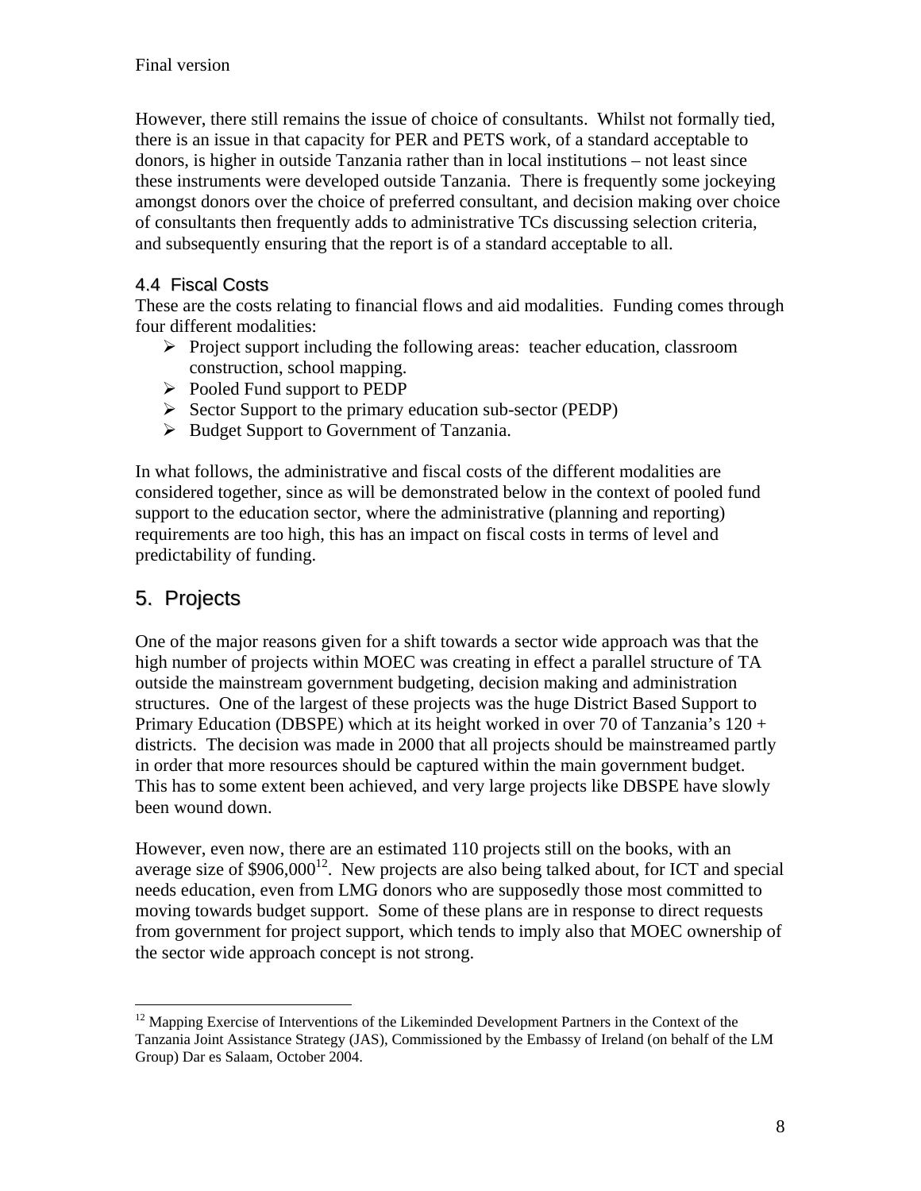However, there still remains the issue of choice of consultants. Whilst not formally tied, there is an issue in that capacity for PER and PETS work, of a standard acceptable to donors, is higher in outside Tanzania rather than in local institutions – not least since these instruments were developed outside Tanzania. There is frequently some jockeying amongst donors over the choice of preferred consultant, and decision making over choice of consultants then frequently adds to administrative TCs discussing selection criteria, and subsequently ensuring that the report is of a standard acceptable to all.

### 4.4 Fiscal Costs

These are the costs relating to financial flows and aid modalities. Funding comes through four different modalities:

- Project support including the following areas: teacher education, classroom construction, school mapping.
- Pooled Fund support to PEDP
- Sector Support to the primary education sub-sector (PEDP)
- Budget Support to Government of Tanzania.

In what follows, the administrative and fiscal costs of the different modalities are considered together, since as will be demonstrated below in the context of pooled fund support to the education sector, where the administrative (planning and reporting) requirements are too high, this has an impact on fiscal costs in terms of level and predictability of funding.

## 5. Projects

One of the major reasons given for a shift towards a sector wide approach was that the high number of projects within MOEC was creating in effect a parallel structure of TA outside the mainstream government budgeting, decision making and administration structures. One of the largest of these projects was the huge District Based Support to Primary Education (DBSPE) which at its height worked in over 70 of Tanzania's 120 + districts. The decision was made in 2000 that all projects should be mainstreamed partly in order that more resources should be captured within the main government budget. This has to some extent been achieved, and very large projects like DBSPE have slowly been wound down.

However, even now, there are an estimated 110 projects still on the books, with an average size of $906,000[12]. New projects are also being talked about, for ICT and special needs education, even from LMG donors who are supposedly those most committed to moving towards budget support. Some of these plans are in response to direct requests from government for project support, which tends to imply also that MOEC ownership of the sector wide approach concept is not strong.

[12] Mapping Exercise of Interventions of the Likeminded Development Partners in the Context of the Tanzania Joint Assistance Strategy (JAS), Commissioned by the Embassy of Ireland (on behalf of the LM Group) Dar es Salaam, October 2004.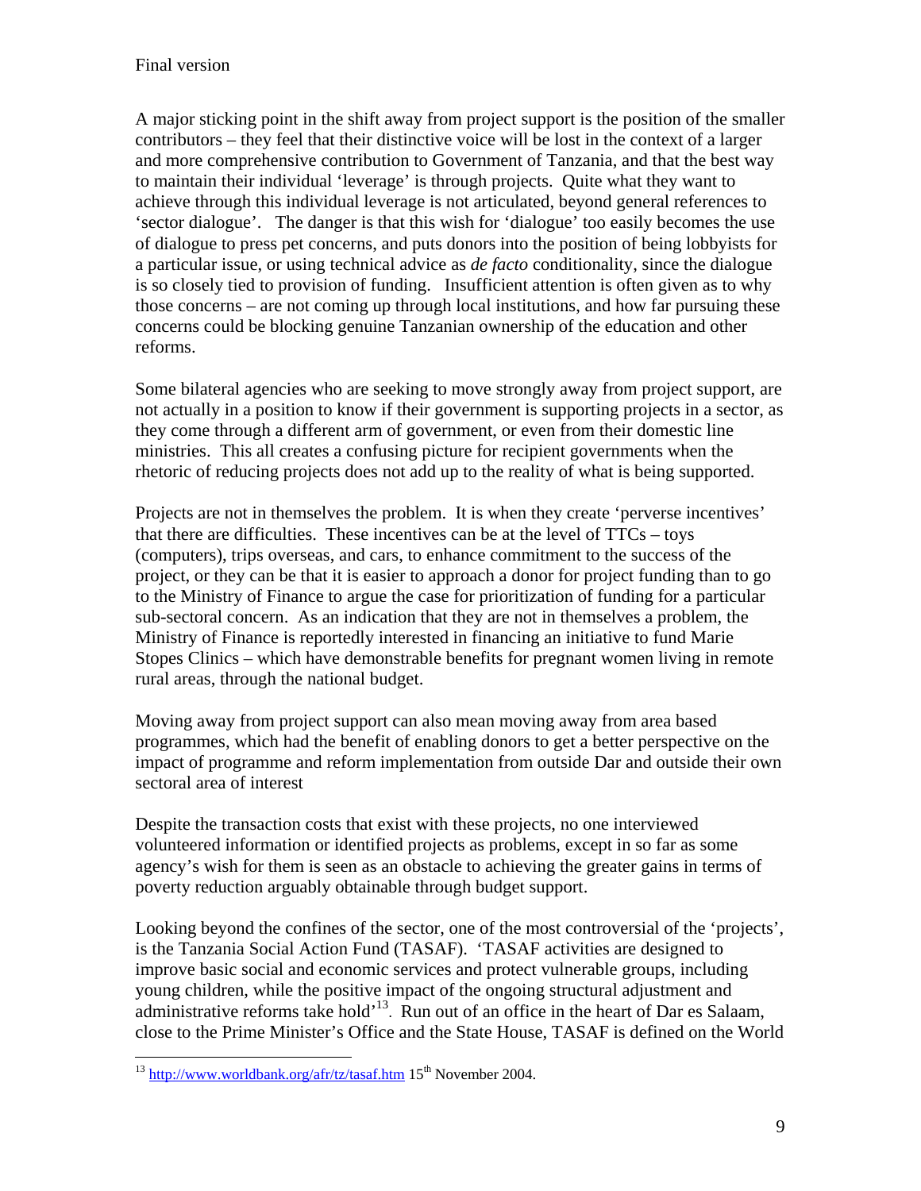A major sticking point in the shift away from project support is the position of the smaller contributors – they feel that their distinctive voice will be lost in the context of a larger and more comprehensive contribution to Government of Tanzania, and that the best way to maintain their individual 'leverage' is through projects. Quite what they want to achieve through this individual leverage is not articulated, beyond general references to 'sector dialogue'. The danger is that this wish for 'dialogue' too easily becomes the use of dialogue to press pet concerns, and puts donors into the position of being lobbyists for a particular issue, or using technical advice as *de facto* conditionality, since the dialogue is so closely tied to provision of funding. Insufficient attention is often given as to why those concerns – are not coming up through local institutions, and how far pursuing these concerns could be blocking genuine Tanzanian ownership of the education and other reforms.

Some bilateral agencies who are seeking to move strongly away from project support, are not actually in a position to know if their government is supporting projects in a sector, as they come through a different arm of government, or even from their domestic line ministries. This all creates a confusing picture for recipient governments when the rhetoric of reducing projects does not add up to the reality of what is being supported.

Projects are not in themselves the problem. It is when they create 'perverse incentives' that there are difficulties. These incentives can be at the level of TTCs – toys (computers), trips overseas, and cars, to enhance commitment to the success of the project, or they can be that it is easier to approach a donor for project funding than to go to the Ministry of Finance to argue the case for prioritization of funding for a particular sub-sectoral concern. As an indication that they are not in themselves a problem, the Ministry of Finance is reportedly interested in financing an initiative to fund Marie Stopes Clinics – which have demonstrable benefits for pregnant women living in remote rural areas, through the national budget.

Moving away from project support can also mean moving away from area based programmes, which had the benefit of enabling donors to get a better perspective on the impact of programme and reform implementation from outside Dar and outside their own sectoral area of interest

Despite the transaction costs that exist with these projects, no one interviewed volunteered information or identified projects as problems, except in so far as some agency's wish for them is seen as an obstacle to achieving the greater gains in terms of poverty reduction arguably obtainable through budget support.

Looking beyond the confines of the sector, one of the most controversial of the 'projects', is the Tanzania Social Action Fund (TASAF). 'TASAF activities are designed to improve basic social and economic services and protect vulnerable groups, including young children, while the positive impact of the ongoing structural adjustment and administrative reforms take hold'[13]. Run out of an office in the heart of Dar es Salaam, close to the Prime Minister's Office and the State House, TASAF is defined on the World

---

[13] http://www.worldbank.org/afr/tz/tasaf.htm 15th November 2004.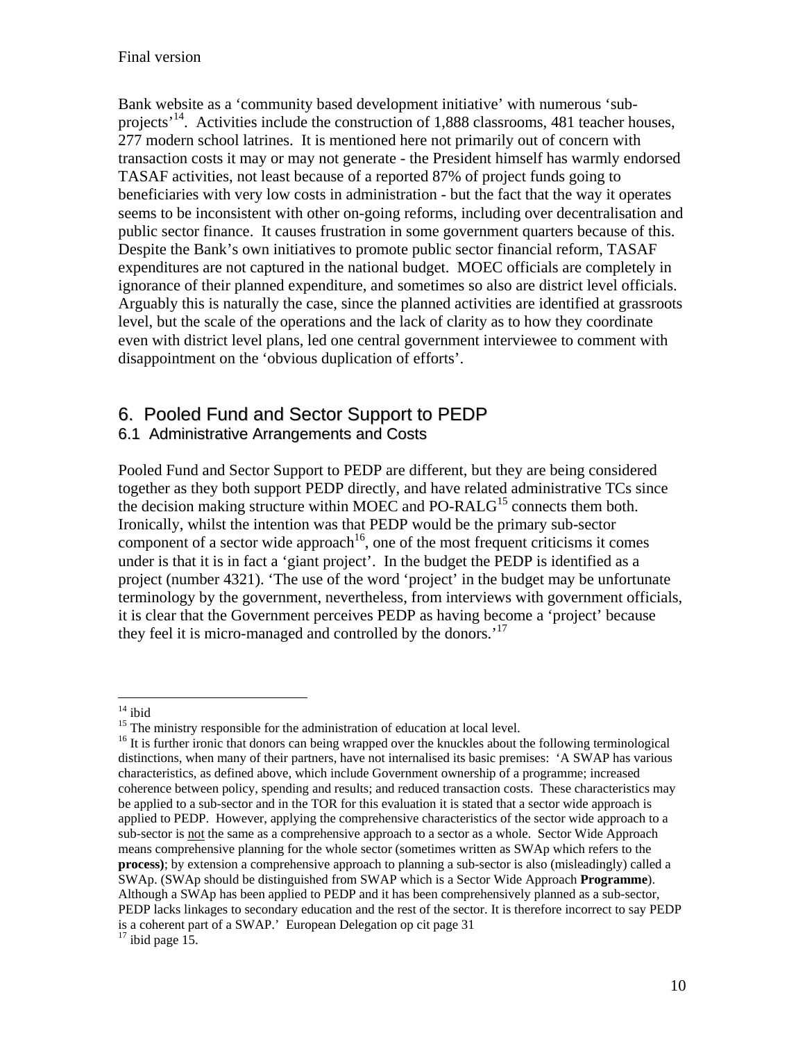Bank website as a 'community based development initiative' with numerous 'sub-projects'[14]. Activities include the construction of 1,888 classrooms, 481 teacher houses, 277 modern school latrines. It is mentioned here not primarily out of concern with transaction costs it may or may not generate - the President himself has warmly endorsed TASAF activities, not least because of a reported 87% of project funds going to beneficiaries with very low costs in administration - but the fact that the way it operates seems to be inconsistent with other on-going reforms, including over decentralisation and public sector finance. It causes frustration in some government quarters because of this. Despite the Bank's own initiatives to promote public sector financial reform, TASAF expenditures are not captured in the national budget. MOEC officials are completely in ignorance of their planned expenditure, and sometimes so also are district level officials. Arguably this is naturally the case, since the planned activities are identified at grassroots level, but the scale of the operations and the lack of clarity as to how they coordinate even with district level plans, led one central government interviewee to comment with disappointment on the 'obvious duplication of efforts'.

# 6. Pooled Fund and Sector Support to PEDP

## 6.1 Administrative Arrangements and Costs

Pooled Fund and Sector Support to PEDP are different, but they are being considered together as they both support PEDP directly, and have related administrative TCs since the decision making structure within MOEC and PO-RALG[15] connects them both. Ironically, whilst the intention was that PEDP would be the primary sub-sector component of a sector wide approach[16], one of the most frequent criticisms it comes under is that it is in fact a 'giant project'. In the budget the PEDP is identified as a project (number 4321). 'The use of the word 'project' in the budget may be unfortunate terminology by the government, nevertheless, from interviews with government officials, it is clear that the Government perceives PEDP as having become a 'project' because they feel it is micro-managed and controlled by the donors.'[17]

---

[14] ibid

[15] The ministry responsible for the administration of education at local level.

[16] It is further ironic that donors can being wrapped over the knuckles about the following terminological distinctions, when many of their partners, have not internalised its basic premises: 'A SWAP has various characteristics, as defined above, which include Government ownership of a programme; increased coherence between policy, spending and results; and reduced transaction costs. These characteristics may be applied to a sub-sector and in the TOR for this evaluation it is stated that a sector wide approach is applied to PEDP. However, applying the comprehensive characteristics of the sector wide approach to a sub-sector is not the same as a comprehensive approach to a sector as a whole. Sector Wide Approach means comprehensive planning for the whole sector (sometimes written as SWAp which refers to the **process)**; by extension a comprehensive approach to planning a sub-sector is also (misleadingly) called a SWAp. (SWAp should be distinguished from SWAP which is a Sector Wide Approach **Programme**). Although a SWAp has been applied to PEDP and it has been comprehensively planned as a sub-sector, PEDP lacks linkages to secondary education and the rest of the sector. It is therefore incorrect to say PEDP is a coherent part of a SWAP.' European Delegation op cit page 31

[17] ibid page 15.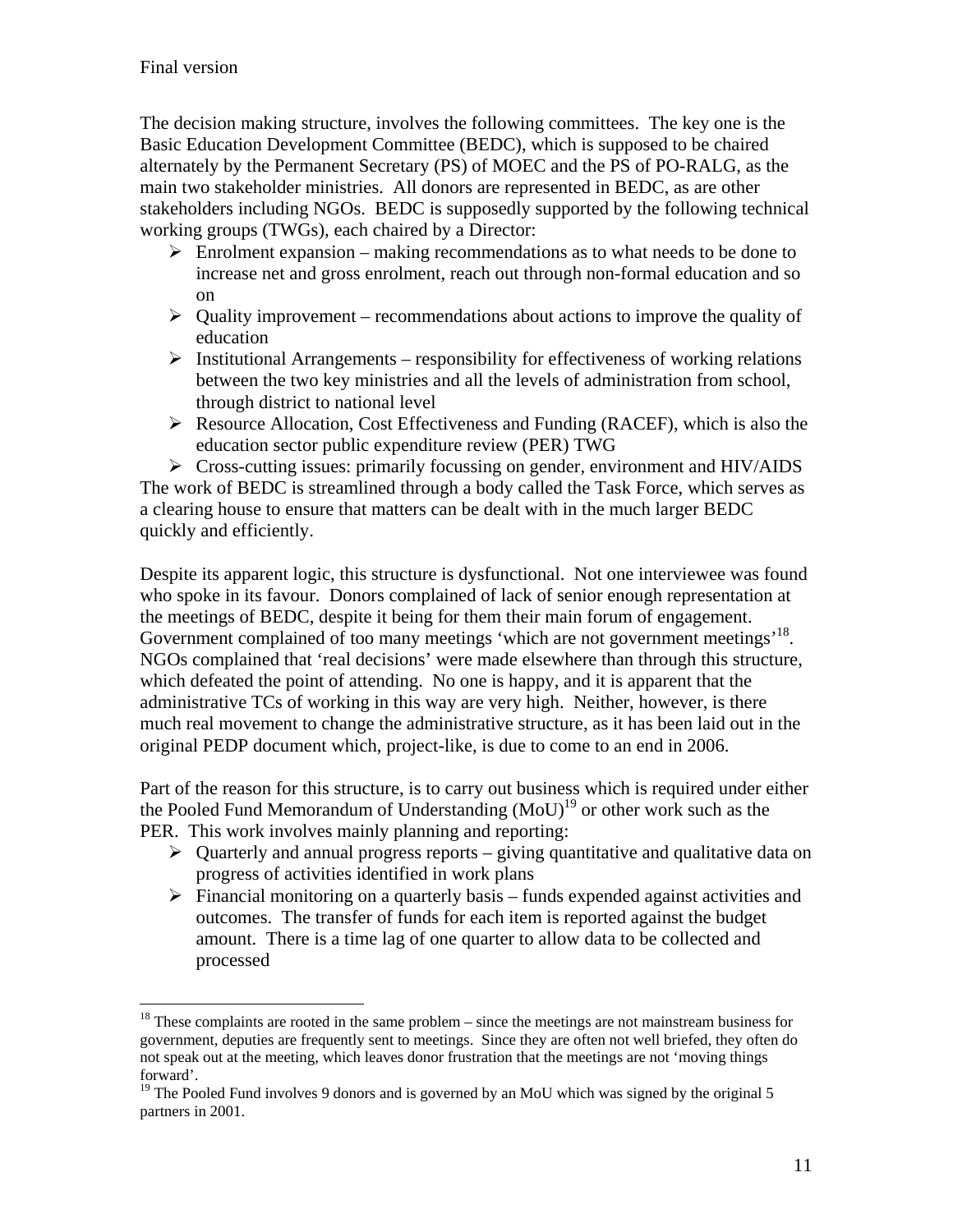The decision making structure, involves the following committees. The key one is the Basic Education Development Committee (BEDC), which is supposed to be chaired alternately by the Permanent Secretary (PS) of MOEC and the PS of PO-RALG, as the main two stakeholder ministries. All donors are represented in BEDC, as are other stakeholders including NGOs. BEDC is supposedly supported by the following technical working groups (TWGs), each chaired by a Director:

- Enrolment expansion – making recommendations as to what needs to be done to increase net and gross enrolment, reach out through non-formal education and so on
- Quality improvement – recommendations about actions to improve the quality of education
- Institutional Arrangements – responsibility for effectiveness of working relations between the two key ministries and all the levels of administration from school, through district to national level
- Resource Allocation, Cost Effectiveness and Funding (RACEF), which is also the education sector public expenditure review (PER) TWG
- Cross-cutting issues: primarily focussing on gender, environment and HIV/AIDS

The work of BEDC is streamlined through a body called the Task Force, which serves as a clearing house to ensure that matters can be dealt with in the much larger BEDC quickly and efficiently.

Despite its apparent logic, this structure is dysfunctional. Not one interviewee was found who spoke in its favour. Donors complained of lack of senior enough representation at the meetings of BEDC, despite it being for them their main forum of engagement. Government complained of too many meetings 'which are not government meetings'[18]. NGOs complained that 'real decisions' were made elsewhere than through this structure, which defeated the point of attending. No one is happy, and it is apparent that the administrative TCs of working in this way are very high. Neither, however, is there much real movement to change the administrative structure, as it has been laid out in the original PEDP document which, project-like, is due to come to an end in 2006.

Part of the reason for this structure, is to carry out business which is required under either the Pooled Fund Memorandum of Understanding (MoU)[19] or other work such as the PER. This work involves mainly planning and reporting:

- Quarterly and annual progress reports – giving quantitative and qualitative data on progress of activities identified in work plans
- Financial monitoring on a quarterly basis – funds expended against activities and outcomes. The transfer of funds for each item is reported against the budget amount. There is a time lag of one quarter to allow data to be collected and processed

[18] These complaints are rooted in the same problem – since the meetings are not mainstream business for government, deputies are frequently sent to meetings. Since they are often not well briefed, they often do not speak out at the meeting, which leaves donor frustration that the meetings are not 'moving things forward'.

[19] The Pooled Fund involves 9 donors and is governed by an MoU which was signed by the original 5 partners in 2001.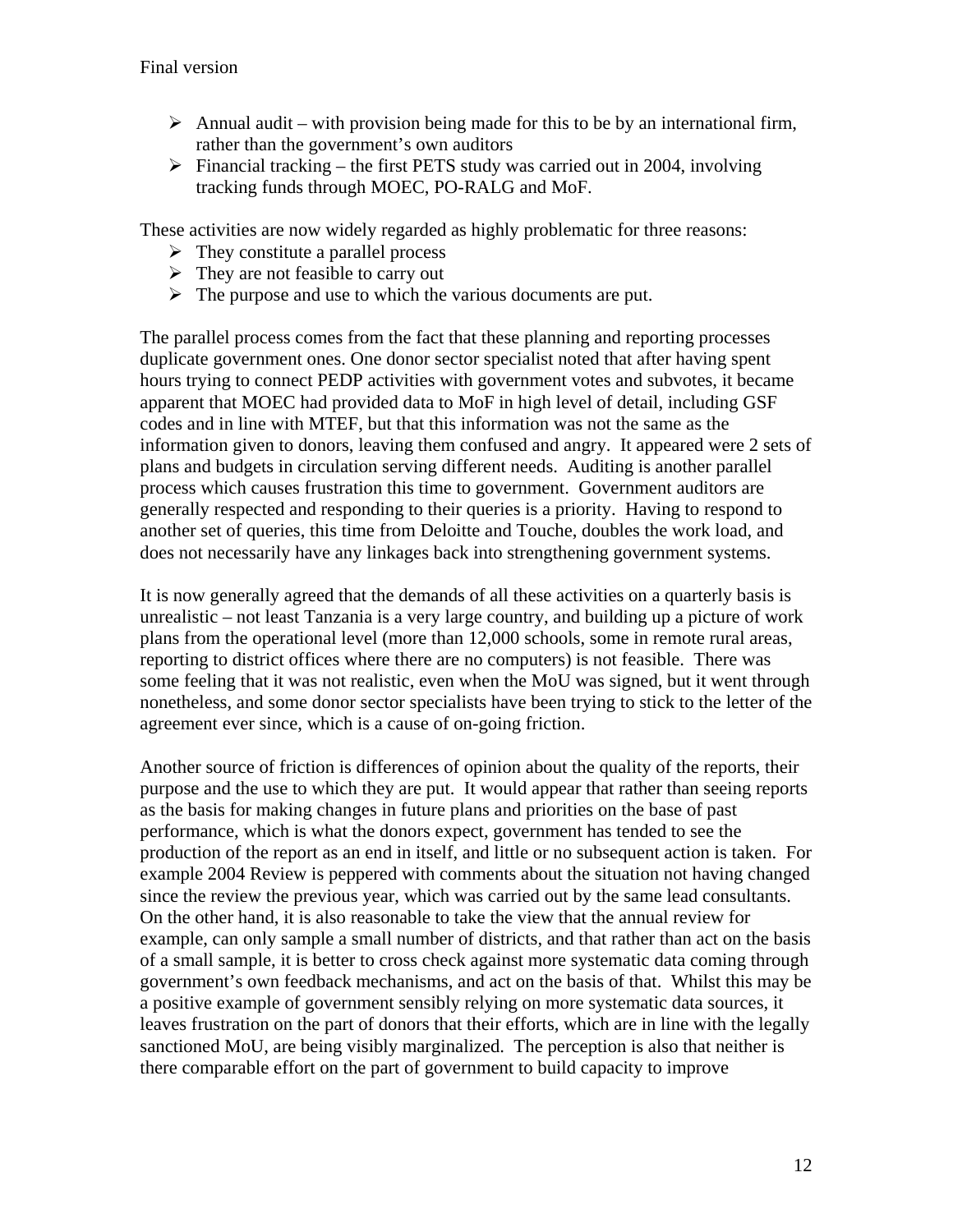- Annual audit – with provision being made for this to be by an international firm, rather than the government's own auditors
- Financial tracking – the first PETS study was carried out in 2004, involving tracking funds through MOEC, PO-RALG and MoF.

These activities are now widely regarded as highly problematic for three reasons:

- They constitute a parallel process
- They are not feasible to carry out
- The purpose and use to which the various documents are put.

The parallel process comes from the fact that these planning and reporting processes duplicate government ones. One donor sector specialist noted that after having spent hours trying to connect PEDP activities with government votes and subvotes, it became apparent that MOEC had provided data to MoF in high level of detail, including GSF codes and in line with MTEF, but that this information was not the same as the information given to donors, leaving them confused and angry. It appeared were 2 sets of plans and budgets in circulation serving different needs. Auditing is another parallel process which causes frustration this time to government. Government auditors are generally respected and responding to their queries is a priority. Having to respond to another set of queries, this time from Deloitte and Touche, doubles the work load, and does not necessarily have any linkages back into strengthening government systems.

It is now generally agreed that the demands of all these activities on a quarterly basis is unrealistic – not least Tanzania is a very large country, and building up a picture of work plans from the operational level (more than 12,000 schools, some in remote rural areas, reporting to district offices where there are no computers) is not feasible. There was some feeling that it was not realistic, even when the MoU was signed, but it went through nonetheless, and some donor sector specialists have been trying to stick to the letter of the agreement ever since, which is a cause of on-going friction.

Another source of friction is differences of opinion about the quality of the reports, their purpose and the use to which they are put. It would appear that rather than seeing reports as the basis for making changes in future plans and priorities on the base of past performance, which is what the donors expect, government has tended to see the production of the report as an end in itself, and little or no subsequent action is taken. For example 2004 Review is peppered with comments about the situation not having changed since the review the previous year, which was carried out by the same lead consultants. On the other hand, it is also reasonable to take the view that the annual review for example, can only sample a small number of districts, and that rather than act on the basis of a small sample, it is better to cross check against more systematic data coming through government's own feedback mechanisms, and act on the basis of that. Whilst this may be a positive example of government sensibly relying on more systematic data sources, it leaves frustration on the part of donors that their efforts, which are in line with the legally sanctioned MoU, are being visibly marginalized. The perception is also that neither is there comparable effort on the part of government to build capacity to improve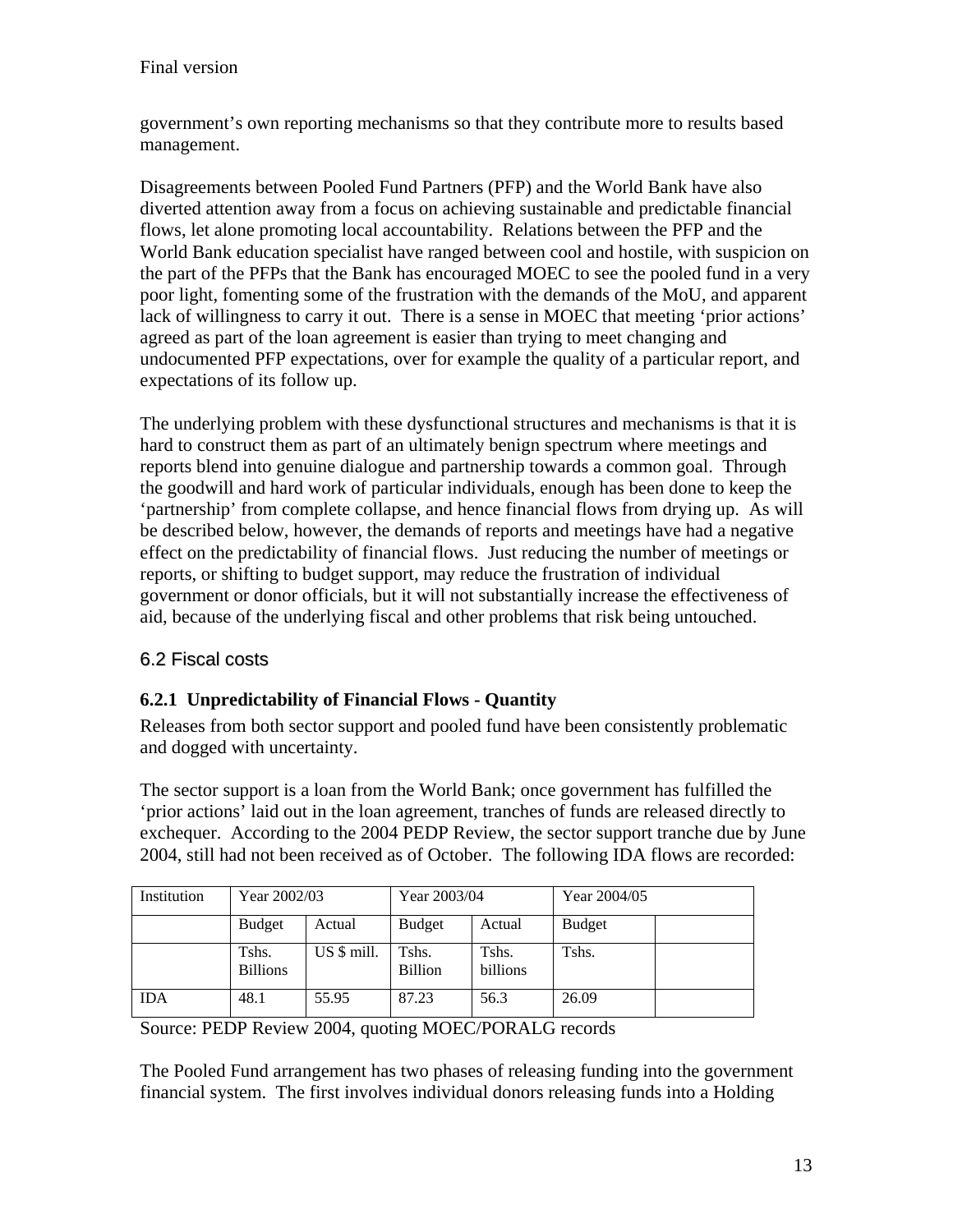government's own reporting mechanisms so that they contribute more to results based management.

Disagreements between Pooled Fund Partners (PFP) and the World Bank have also diverted attention away from a focus on achieving sustainable and predictable financial flows, let alone promoting local accountability. Relations between the PFP and the World Bank education specialist have ranged between cool and hostile, with suspicion on the part of the PFPs that the Bank has encouraged MOEC to see the pooled fund in a very poor light, fomenting some of the frustration with the demands of the MoU, and apparent lack of willingness to carry it out. There is a sense in MOEC that meeting 'prior actions' agreed as part of the loan agreement is easier than trying to meet changing and undocumented PFP expectations, over for example the quality of a particular report, and expectations of its follow up.

The underlying problem with these dysfunctional structures and mechanisms is that it is hard to construct them as part of an ultimately benign spectrum where meetings and reports blend into genuine dialogue and partnership towards a common goal. Through the goodwill and hard work of particular individuals, enough has been done to keep the 'partnership' from complete collapse, and hence financial flows from drying up. As will be described below, however, the demands of reports and meetings have had a negative effect on the predictability of financial flows. Just reducing the number of meetings or reports, or shifting to budget support, may reduce the frustration of individual government or donor officials, but it will not substantially increase the effectiveness of aid, because of the underlying fiscal and other problems that risk being untouched.

## 6.2 Fiscal costs

### 6.2.1 Unpredictability of Financial Flows - Quantity

Releases from both sector support and pooled fund have been consistently problematic and dogged with uncertainty.

The sector support is a loan from the World Bank; once government has fulfilled the 'prior actions' laid out in the loan agreement, tranches of funds are released directly to exchequer. According to the 2004 PEDP Review, the sector support tranche due by June 2004, still had not been received as of October. The following IDA flows are recorded:

| Institution | Year 2002/03 | | Year 2003/04 | | Year 2004/05 | |
|---|---|---|---|---|---|---|
| | Budget | Actual | Budget | Actual | Budget | |
| | Tshs. Billions | US $ mill. | Tshs. Billion | Tshs. billions | Tshs. | |
| IDA | 48.1 | 55.95 | 87.23 | 56.3 | 26.09 | |

Source: PEDP Review 2004, quoting MOEC/PORALG records

The Pooled Fund arrangement has two phases of releasing funding into the government financial system. The first involves individual donors releasing funds into a Holding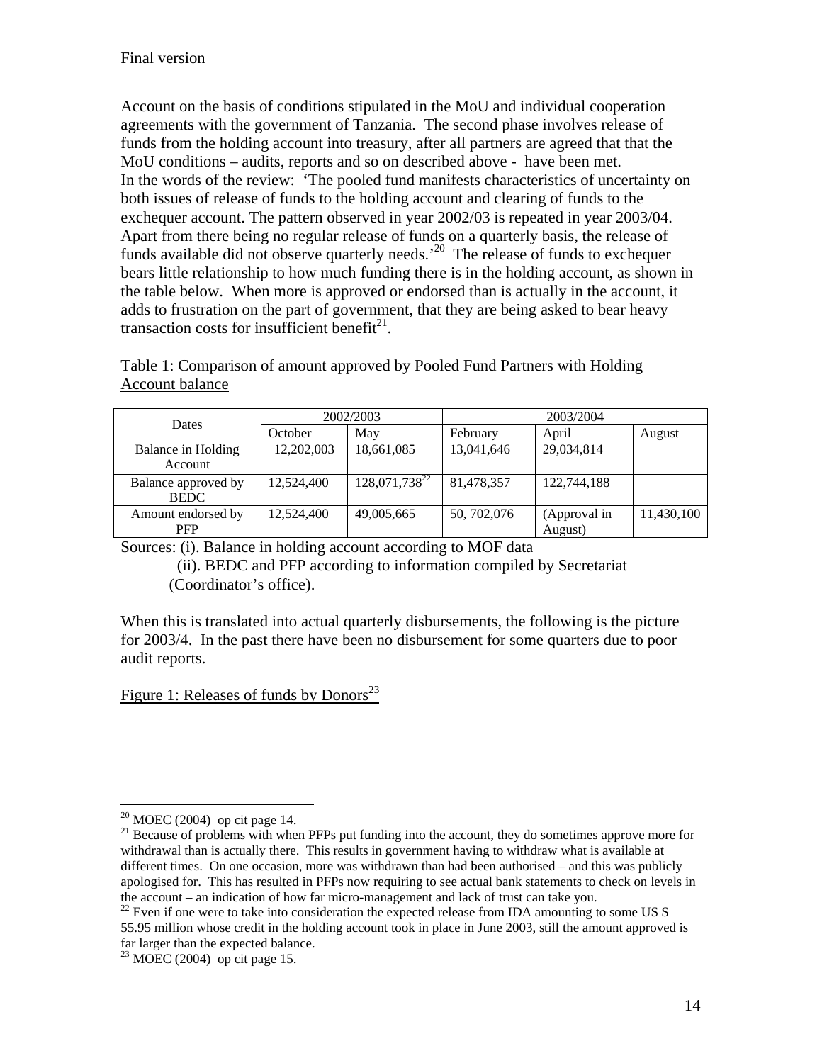Account on the basis of conditions stipulated in the MoU and individual cooperation agreements with the government of Tanzania. The second phase involves release of funds from the holding account into treasury, after all partners are agreed that that the MoU conditions – audits, reports and so on described above - have been met. In the words of the review: 'The pooled fund manifests characteristics of uncertainty on both issues of release of funds to the holding account and clearing of funds to the exchequer account. The pattern observed in year 2002/03 is repeated in year 2003/04. Apart from there being no regular release of funds on a quarterly basis, the release of funds available did not observe quarterly needs.'[20] The release of funds to exchequer bears little relationship to how much funding there is in the holding account, as shown in the table below. When more is approved or endorsed than is actually in the account, it adds to frustration on the part of government, that they are being asked to bear heavy transaction costs for insufficient benefit[21].

Table 1: Comparison of amount approved by Pooled Fund Partners with Holding Account balance

| Dates | 2002/2003 | | 2003/2004 | | |
|---|---|---|---|---|---|
| | October | May | February | April | August |
| Balance in Holding Account | 12,202,003 | 18,661,085 | 13,041,646 | 29,034,814 | |
| Balance approved by BEDC | 12,524,400 | 128,071,738[22] | 81,478,357 | 122,744,188 | |
| Amount endorsed by PFP | 12,524,400 | 49,005,665 | 50, 702,076 | (Approval in August) | 11,430,100 |

Sources: (i). Balance in holding account according to MOF data
(ii). BEDC and PFP according to information compiled by Secretariat (Coordinator's office).

When this is translated into actual quarterly disbursements, the following is the picture for 2003/4. In the past there have been no disbursement for some quarters due to poor audit reports.

Figure 1: Releases of funds by Donors[23]

[20] MOEC (2004) op cit page 14.

[21] Because of problems with when PFPs put funding into the account, they do sometimes approve more for withdrawal than is actually there. This results in government having to withdraw what is available at different times. On one occasion, more was withdrawn than had been authorised – and this was publicly apologised for. This has resulted in PFPs now requiring to see actual bank statements to check on levels in the account – an indication of how far micro-management and lack of trust can take you.

[22] Even if one were to take into consideration the expected release from IDA amounting to some US $ 55.95 million whose credit in the holding account took in place in June 2003, still the amount approved is far larger than the expected balance.

[23] MOEC (2004) op cit page 15.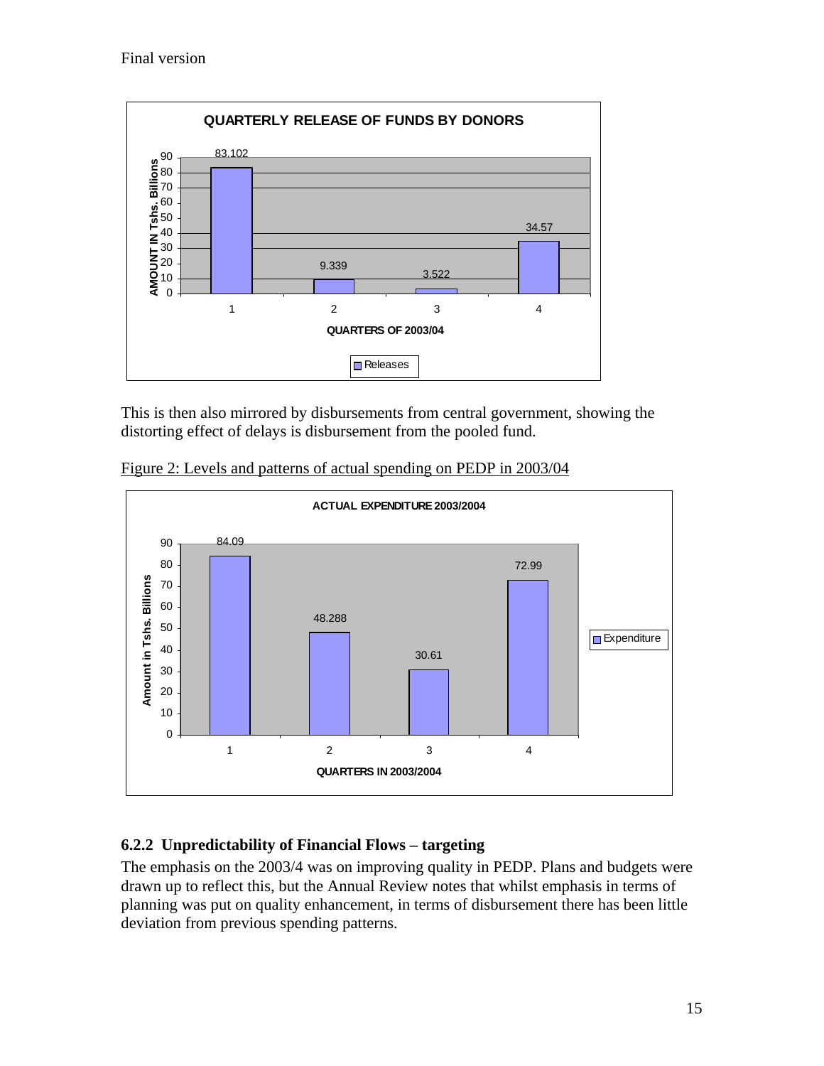**QUARTERLY RELEASE OF FUNDS BY DONORS**

| Quarters of 2003/04 | Releases (Amount in Tshs. Billions) |
|---|---|
| 1 | 83.102 |
| 2 | 9.339 |
| 3 | 3.522 |
| 4 | 34.57 |

This is then also mirrored by disbursements from central government, showing the distorting effect of delays is disbursement from the pooled fund.

Figure 2: Levels and patterns of actual spending on PEDP in 2003/04

**ACTUAL EXPENDITURE 2003/2004**

| Quarters in 2003/2004 | Expenditure (Amount in Tshs. Billions) |
|---|---|
| 1 | 84.09 |
| 2 | 48.288 |
| 3 | 30.61 |
| 4 | 72.99 |

### 6.2.2 Unpredictability of Financial Flows – targeting

The emphasis on the 2003/4 was on improving quality in PEDP. Plans and budgets were drawn up to reflect this, but the Annual Review notes that whilst emphasis in terms of planning was put on quality enhancement, in terms of disbursement there has been little deviation from previous spending patterns.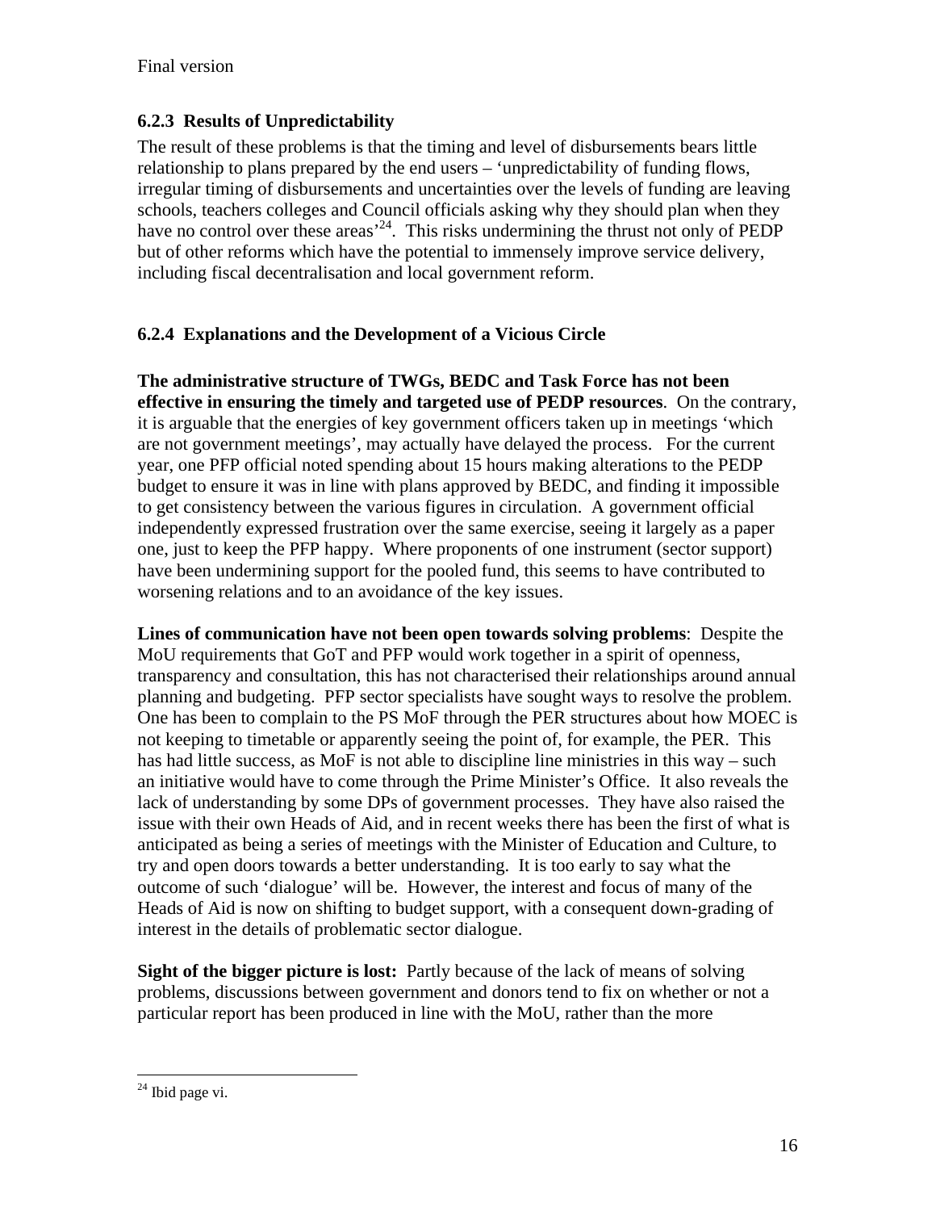### 6.2.3 Results of Unpredictability

The result of these problems is that the timing and level of disbursements bears little relationship to plans prepared by the end users – 'unpredictability of funding flows, irregular timing of disbursements and uncertainties over the levels of funding are leaving schools, teachers colleges and Council officials asking why they should plan when they have no control over these areas'[24]. This risks undermining the thrust not only of PEDP but of other reforms which have the potential to immensely improve service delivery, including fiscal decentralisation and local government reform.

### 6.2.4 Explanations and the Development of a Vicious Circle

**The administrative structure of TWGs, BEDC and Task Force has not been effective in ensuring the timely and targeted use of PEDP resources**. On the contrary, it is arguable that the energies of key government officers taken up in meetings 'which are not government meetings', may actually have delayed the process. For the current year, one PFP official noted spending about 15 hours making alterations to the PEDP budget to ensure it was in line with plans approved by BEDC, and finding it impossible to get consistency between the various figures in circulation. A government official independently expressed frustration over the same exercise, seeing it largely as a paper one, just to keep the PFP happy. Where proponents of one instrument (sector support) have been undermining support for the pooled fund, this seems to have contributed to worsening relations and to an avoidance of the key issues.

**Lines of communication have not been open towards solving problems**: Despite the MoU requirements that GoT and PFP would work together in a spirit of openness, transparency and consultation, this has not characterised their relationships around annual planning and budgeting. PFP sector specialists have sought ways to resolve the problem. One has been to complain to the PS MoF through the PER structures about how MOEC is not keeping to timetable or apparently seeing the point of, for example, the PER. This has had little success, as MoF is not able to discipline line ministries in this way – such an initiative would have to come through the Prime Minister's Office. It also reveals the lack of understanding by some DPs of government processes. They have also raised the issue with their own Heads of Aid, and in recent weeks there has been the first of what is anticipated as being a series of meetings with the Minister of Education and Culture, to try and open doors towards a better understanding. It is too early to say what the outcome of such 'dialogue' will be. However, the interest and focus of many of the Heads of Aid is now on shifting to budget support, with a consequent down-grading of interest in the details of problematic sector dialogue.

**Sight of the bigger picture is lost:** Partly because of the lack of means of solving problems, discussions between government and donors tend to fix on whether or not a particular report has been produced in line with the MoU, rather than the more

[24] Ibid page vi.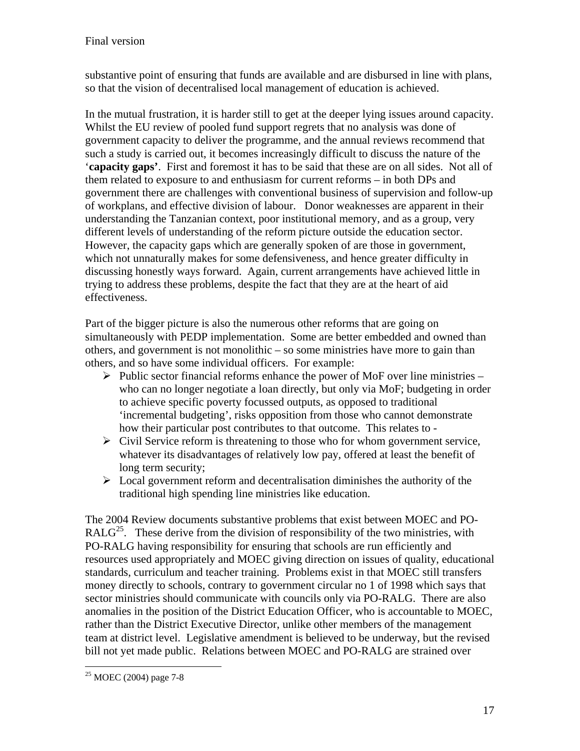substantive point of ensuring that funds are available and are disbursed in line with plans, so that the vision of decentralised local management of education is achieved.

In the mutual frustration, it is harder still to get at the deeper lying issues around capacity. Whilst the EU review of pooled fund support regrets that no analysis was done of government capacity to deliver the programme, and the annual reviews recommend that such a study is carried out, it becomes increasingly difficult to discuss the nature of the '**capacity gaps'**. First and foremost it has to be said that these are on all sides. Not all of them related to exposure to and enthusiasm for current reforms – in both DPs and government there are challenges with conventional business of supervision and follow-up of workplans, and effective division of labour. Donor weaknesses are apparent in their understanding the Tanzanian context, poor institutional memory, and as a group, very different levels of understanding of the reform picture outside the education sector. However, the capacity gaps which are generally spoken of are those in government, which not unnaturally makes for some defensiveness, and hence greater difficulty in discussing honestly ways forward. Again, current arrangements have achieved little in trying to address these problems, despite the fact that they are at the heart of aid effectiveness.

Part of the bigger picture is also the numerous other reforms that are going on simultaneously with PEDP implementation. Some are better embedded and owned than others, and government is not monolithic – so some ministries have more to gain than others, and so have some individual officers. For example:

- Public sector financial reforms enhance the power of MoF over line ministries – who can no longer negotiate a loan directly, but only via MoF; budgeting in order to achieve specific poverty focussed outputs, as opposed to traditional 'incremental budgeting', risks opposition from those who cannot demonstrate how their particular post contributes to that outcome. This relates to -
- Civil Service reform is threatening to those who for whom government service, whatever its disadvantages of relatively low pay, offered at least the benefit of long term security;
- Local government reform and decentralisation diminishes the authority of the traditional high spending line ministries like education.

The 2004 Review documents substantive problems that exist between MOEC and PO-RALG[25]. These derive from the division of responsibility of the two ministries, with PO-RALG having responsibility for ensuring that schools are run efficiently and resources used appropriately and MOEC giving direction on issues of quality, educational standards, curriculum and teacher training. Problems exist in that MOEC still transfers money directly to schools, contrary to government circular no 1 of 1998 which says that sector ministries should communicate with councils only via PO-RALG. There are also anomalies in the position of the District Education Officer, who is accountable to MOEC, rather than the District Executive Director, unlike other members of the management team at district level. Legislative amendment is believed to be underway, but the revised bill not yet made public. Relations between MOEC and PO-RALG are strained over

[25] MOEC (2004) page 7-8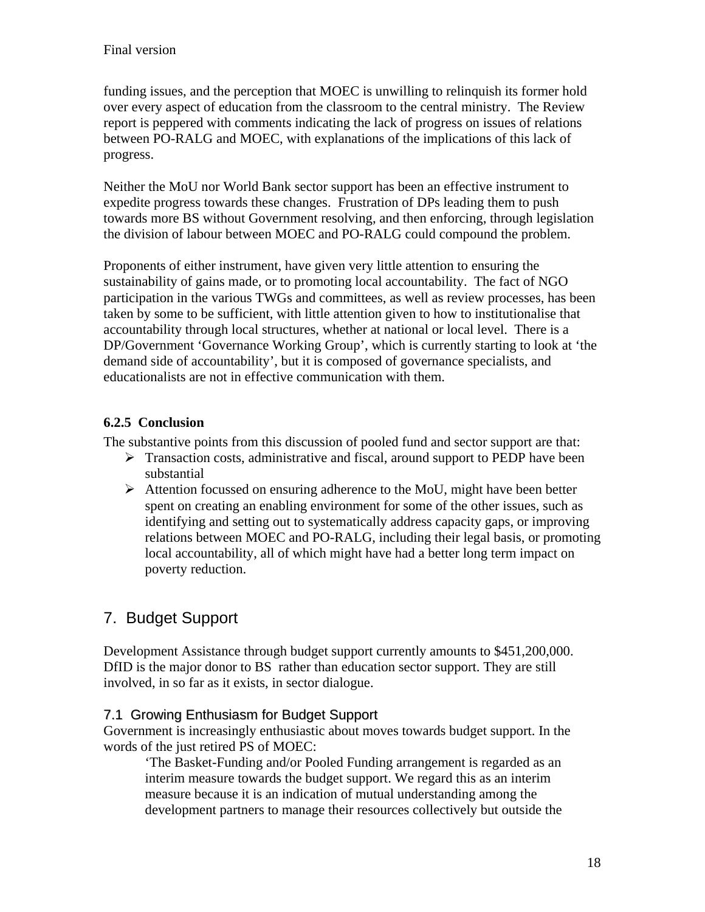funding issues, and the perception that MOEC is unwilling to relinquish its former hold over every aspect of education from the classroom to the central ministry. The Review report is peppered with comments indicating the lack of progress on issues of relations between PO-RALG and MOEC, with explanations of the implications of this lack of progress.

Neither the MoU nor World Bank sector support has been an effective instrument to expedite progress towards these changes. Frustration of DPs leading them to push towards more BS without Government resolving, and then enforcing, through legislation the division of labour between MOEC and PO-RALG could compound the problem.

Proponents of either instrument, have given very little attention to ensuring the sustainability of gains made, or to promoting local accountability. The fact of NGO participation in the various TWGs and committees, as well as review processes, has been taken by some to be sufficient, with little attention given to how to institutionalise that accountability through local structures, whether at national or local level. There is a DP/Government 'Governance Working Group', which is currently starting to look at 'the demand side of accountability', but it is composed of governance specialists, and educationalists are not in effective communication with them.

#### 6.2.5 Conclusion

The substantive points from this discussion of pooled fund and sector support are that:

- Transaction costs, administrative and fiscal, around support to PEDP have been substantial
- Attention focussed on ensuring adherence to the MoU, might have been better spent on creating an enabling environment for some of the other issues, such as identifying and setting out to systematically address capacity gaps, or improving relations between MOEC and PO-RALG, including their legal basis, or promoting local accountability, all of which might have had a better long term impact on poverty reduction.

## 7. Budget Support

Development Assistance through budget support currently amounts to $451,200,000. DfID is the major donor to BS rather than education sector support. They are still involved, in so far as it exists, in sector dialogue.

### 7.1 Growing Enthusiasm for Budget Support

Government is increasingly enthusiastic about moves towards budget support. In the words of the just retired PS of MOEC:

> 'The Basket-Funding and/or Pooled Funding arrangement is regarded as an interim measure towards the budget support. We regard this as an interim measure because it is an indication of mutual understanding among the development partners to manage their resources collectively but outside the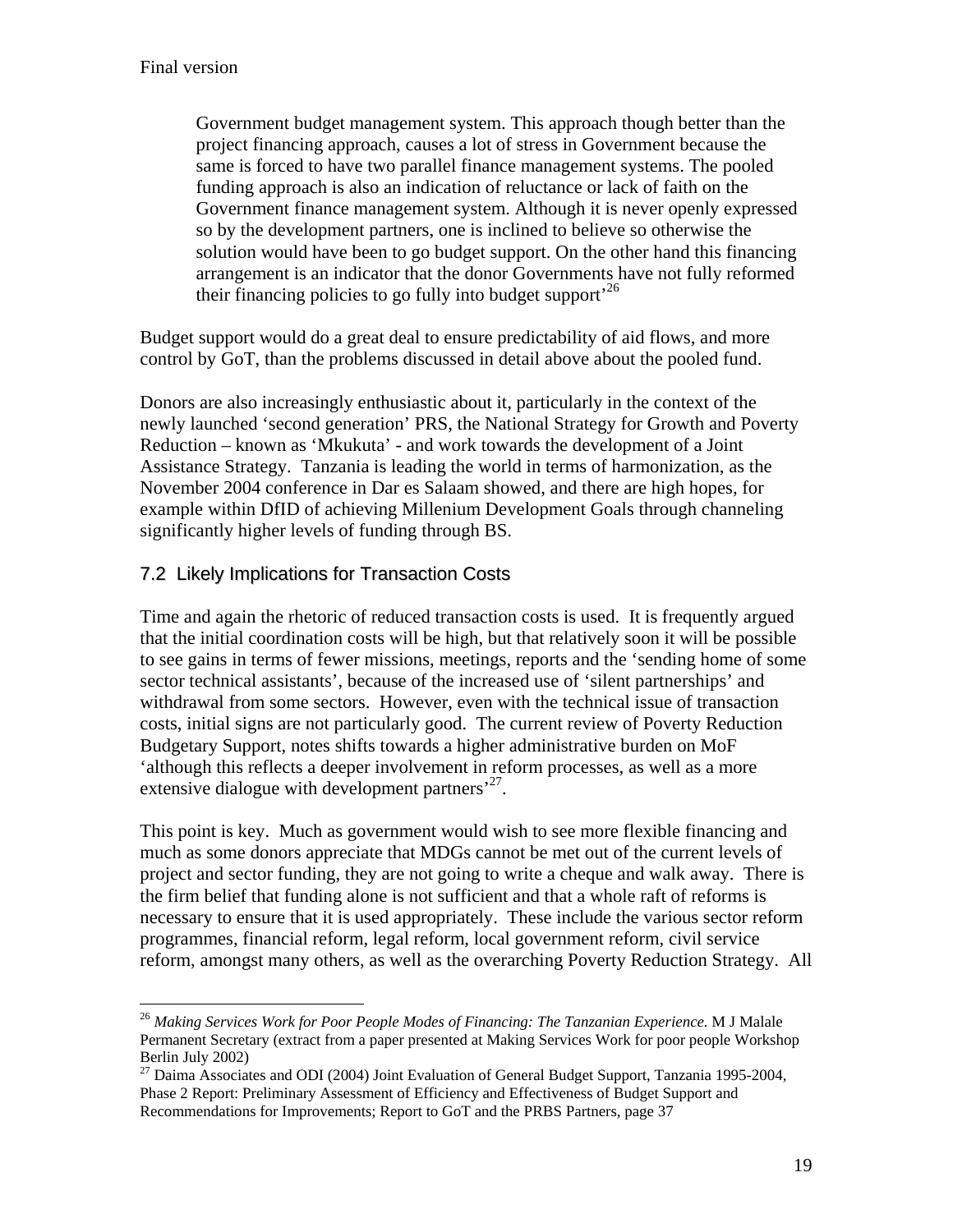> Government budget management system. This approach though better than the project financing approach, causes a lot of stress in Government because the same is forced to have two parallel finance management systems. The pooled funding approach is also an indication of reluctance or lack of faith on the Government finance management system. Although it is never openly expressed so by the development partners, one is inclined to believe so otherwise the solution would have been to go budget support. On the other hand this financing arrangement is an indicator that the donor Governments have not fully reformed their financing policies to go fully into budget support'[26]

Budget support would do a great deal to ensure predictability of aid flows, and more control by GoT, than the problems discussed in detail above about the pooled fund.

Donors are also increasingly enthusiastic about it, particularly in the context of the newly launched 'second generation' PRS, the National Strategy for Growth and Poverty Reduction – known as 'Mkukuta' - and work towards the development of a Joint Assistance Strategy. Tanzania is leading the world in terms of harmonization, as the November 2004 conference in Dar es Salaam showed, and there are high hopes, for example within DfID of achieving Millenium Development Goals through channeling significantly higher levels of funding through BS.

## 7.2 Likely Implications for Transaction Costs

Time and again the rhetoric of reduced transaction costs is used. It is frequently argued that the initial coordination costs will be high, but that relatively soon it will be possible to see gains in terms of fewer missions, meetings, reports and the 'sending home of some sector technical assistants', because of the increased use of 'silent partnerships' and withdrawal from some sectors. However, even with the technical issue of transaction costs, initial signs are not particularly good. The current review of Poverty Reduction Budgetary Support, notes shifts towards a higher administrative burden on MoF 'although this reflects a deeper involvement in reform processes, as well as a more extensive dialogue with development partners'[27].

This point is key. Much as government would wish to see more flexible financing and much as some donors appreciate that MDGs cannot be met out of the current levels of project and sector funding, they are not going to write a cheque and walk away. There is the firm belief that funding alone is not sufficient and that a whole raft of reforms is necessary to ensure that it is used appropriately. These include the various sector reform programmes, financial reform, legal reform, local government reform, civil service reform, amongst many others, as well as the overarching Poverty Reduction Strategy. All

---

[26] *Making Services Work for Poor People Modes of Financing: The Tanzanian Experience.* M J Malale Permanent Secretary (extract from a paper presented at Making Services Work for poor people Workshop Berlin July 2002)

[27] Daima Associates and ODI (2004) Joint Evaluation of General Budget Support, Tanzania 1995-2004, Phase 2 Report: Preliminary Assessment of Efficiency and Effectiveness of Budget Support and Recommendations for Improvements; Report to GoT and the PRBS Partners, page 37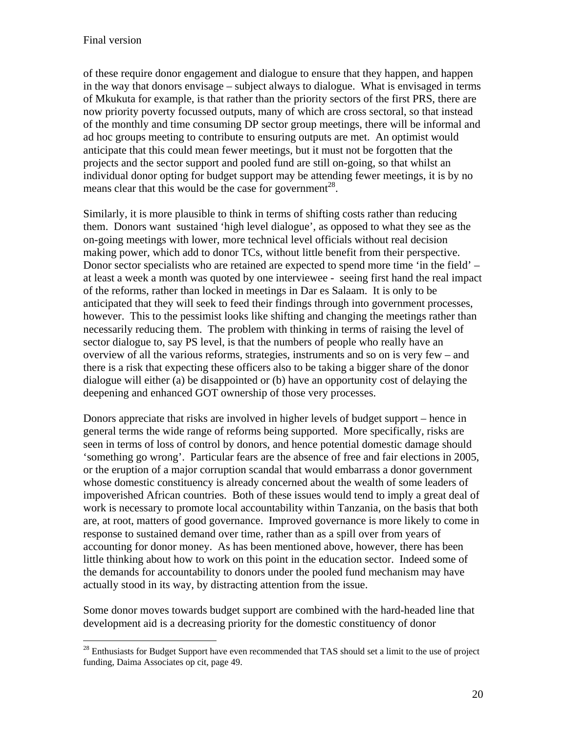of these require donor engagement and dialogue to ensure that they happen, and happen in the way that donors envisage – subject always to dialogue. What is envisaged in terms of Mkukuta for example, is that rather than the priority sectors of the first PRS, there are now priority poverty focussed outputs, many of which are cross sectoral, so that instead of the monthly and time consuming DP sector group meetings, there will be informal and ad hoc groups meeting to contribute to ensuring outputs are met. An optimist would anticipate that this could mean fewer meetings, but it must not be forgotten that the projects and the sector support and pooled fund are still on-going, so that whilst an individual donor opting for budget support may be attending fewer meetings, it is by no means clear that this would be the case for government[28].

Similarly, it is more plausible to think in terms of shifting costs rather than reducing them. Donors want sustained 'high level dialogue', as opposed to what they see as the on-going meetings with lower, more technical level officials without real decision making power, which add to donor TCs, without little benefit from their perspective. Donor sector specialists who are retained are expected to spend more time 'in the field' – at least a week a month was quoted by one interviewee - seeing first hand the real impact of the reforms, rather than locked in meetings in Dar es Salaam. It is only to be anticipated that they will seek to feed their findings through into government processes, however. This to the pessimist looks like shifting and changing the meetings rather than necessarily reducing them. The problem with thinking in terms of raising the level of sector dialogue to, say PS level, is that the numbers of people who really have an overview of all the various reforms, strategies, instruments and so on is very few – and there is a risk that expecting these officers also to be taking a bigger share of the donor dialogue will either (a) be disappointed or (b) have an opportunity cost of delaying the deepening and enhanced GOT ownership of those very processes.

Donors appreciate that risks are involved in higher levels of budget support – hence in general terms the wide range of reforms being supported. More specifically, risks are seen in terms of loss of control by donors, and hence potential domestic damage should 'something go wrong'. Particular fears are the absence of free and fair elections in 2005, or the eruption of a major corruption scandal that would embarrass a donor government whose domestic constituency is already concerned about the wealth of some leaders of impoverished African countries. Both of these issues would tend to imply a great deal of work is necessary to promote local accountability within Tanzania, on the basis that both are, at root, matters of good governance. Improved governance is more likely to come in response to sustained demand over time, rather than as a spill over from years of accounting for donor money. As has been mentioned above, however, there has been little thinking about how to work on this point in the education sector. Indeed some of the demands for accountability to donors under the pooled fund mechanism may have actually stood in its way, by distracting attention from the issue.

Some donor moves towards budget support are combined with the hard-headed line that development aid is a decreasing priority for the domestic constituency of donor

[28] Enthusiasts for Budget Support have even recommended that TAS should set a limit to the use of project funding, Daima Associates op cit, page 49.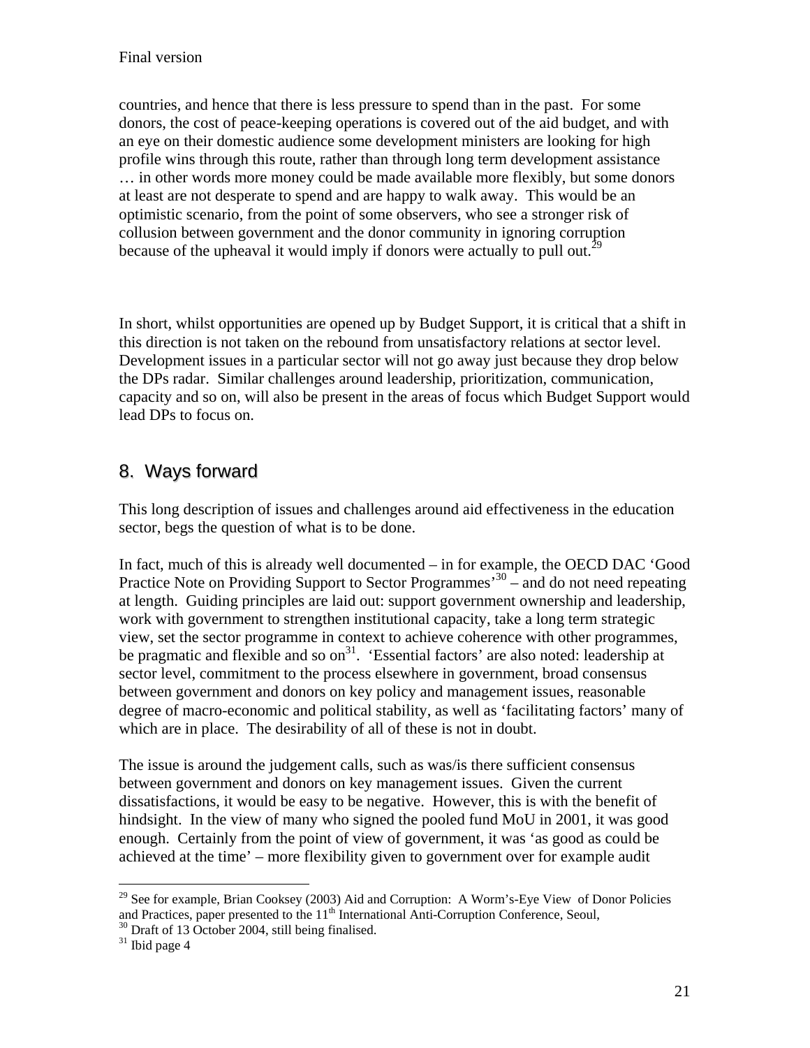countries, and hence that there is less pressure to spend than in the past. For some donors, the cost of peace-keeping operations is covered out of the aid budget, and with an eye on their domestic audience some development ministers are looking for high profile wins through this route, rather than through long term development assistance … in other words more money could be made available more flexibly, but some donors at least are not desperate to spend and are happy to walk away. This would be an optimistic scenario, from the point of some observers, who see a stronger risk of collusion between government and the donor community in ignoring corruption because of the upheaval it would imply if donors were actually to pull out.[29]

In short, whilst opportunities are opened up by Budget Support, it is critical that a shift in this direction is not taken on the rebound from unsatisfactory relations at sector level. Development issues in a particular sector will not go away just because they drop below the DPs radar. Similar challenges around leadership, prioritization, communication, capacity and so on, will also be present in the areas of focus which Budget Support would lead DPs to focus on.

## 8. Ways forward

This long description of issues and challenges around aid effectiveness in the education sector, begs the question of what is to be done.

In fact, much of this is already well documented – in for example, the OECD DAC 'Good Practice Note on Providing Support to Sector Programmes'[30] – and do not need repeating at length. Guiding principles are laid out: support government ownership and leadership, work with government to strengthen institutional capacity, take a long term strategic view, set the sector programme in context to achieve coherence with other programmes, be pragmatic and flexible and so on[31]. 'Essential factors' are also noted: leadership at sector level, commitment to the process elsewhere in government, broad consensus between government and donors on key policy and management issues, reasonable degree of macro-economic and political stability, as well as 'facilitating factors' many of which are in place. The desirability of all of these is not in doubt.

The issue is around the judgement calls, such as was/is there sufficient consensus between government and donors on key management issues. Given the current dissatisfactions, it would be easy to be negative. However, this is with the benefit of hindsight. In the view of many who signed the pooled fund MoU in 2001, it was good enough. Certainly from the point of view of government, it was 'as good as could be achieved at the time' – more flexibility given to government over for example audit

---

[29] See for example, Brian Cooksey (2003) Aid and Corruption: A Worm's-Eye View of Donor Policies and Practices, paper presented to the 11th International Anti-Corruption Conference, Seoul,

[30] Draft of 13 October 2004, still being finalised.

[31] Ibid page 4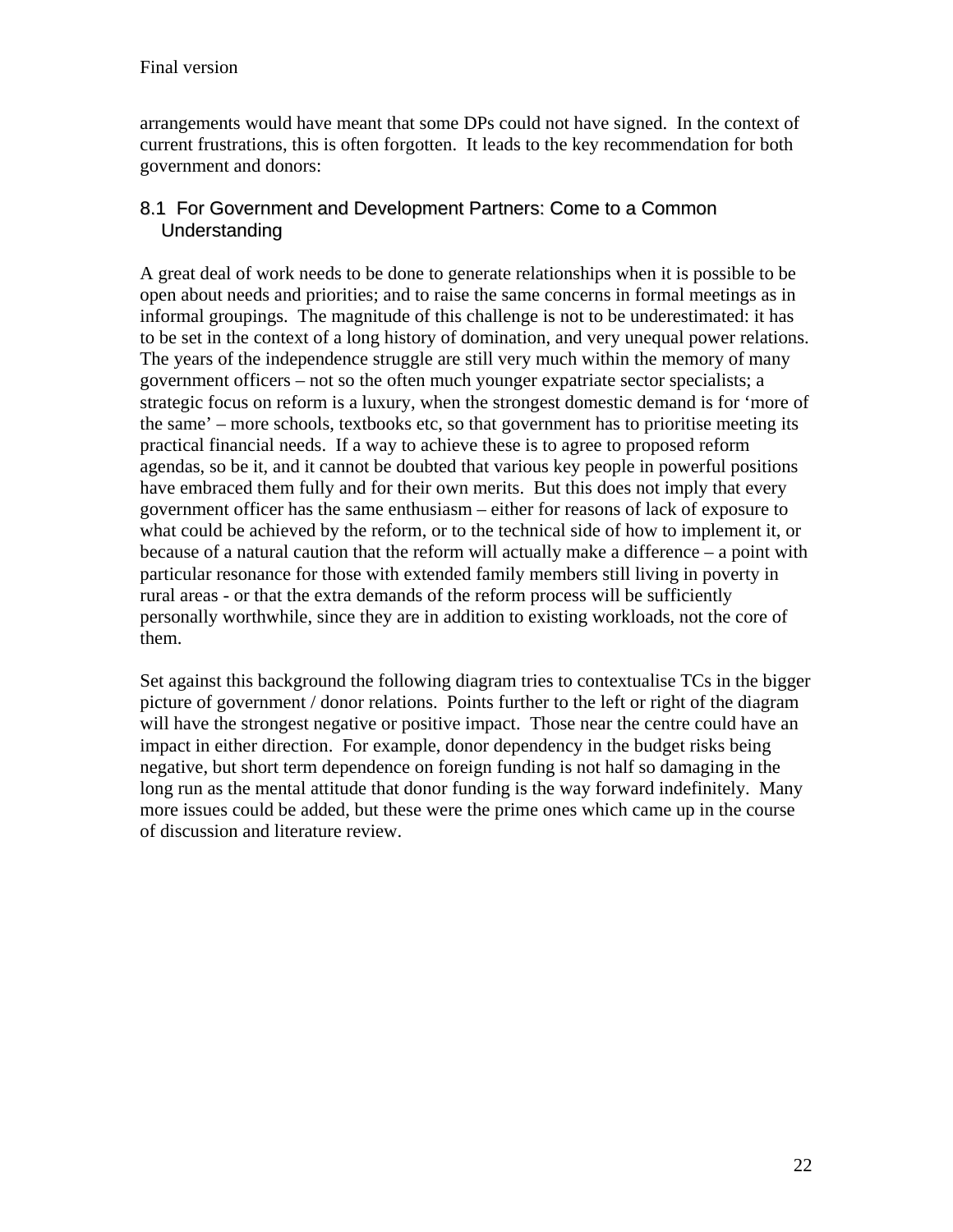arrangements would have meant that some DPs could not have signed. In the context of current frustrations, this is often forgotten. It leads to the key recommendation for both government and donors:

## 8.1 For Government and Development Partners: Come to a Common Understanding

A great deal of work needs to be done to generate relationships when it is possible to be open about needs and priorities; and to raise the same concerns in formal meetings as in informal groupings. The magnitude of this challenge is not to be underestimated: it has to be set in the context of a long history of domination, and very unequal power relations. The years of the independence struggle are still very much within the memory of many government officers – not so the often much younger expatriate sector specialists; a strategic focus on reform is a luxury, when the strongest domestic demand is for 'more of the same' – more schools, textbooks etc, so that government has to prioritise meeting its practical financial needs. If a way to achieve these is to agree to proposed reform agendas, so be it, and it cannot be doubted that various key people in powerful positions have embraced them fully and for their own merits. But this does not imply that every government officer has the same enthusiasm – either for reasons of lack of exposure to what could be achieved by the reform, or to the technical side of how to implement it, or because of a natural caution that the reform will actually make a difference – a point with particular resonance for those with extended family members still living in poverty in rural areas - or that the extra demands of the reform process will be sufficiently personally worthwhile, since they are in addition to existing workloads, not the core of them.

Set against this background the following diagram tries to contextualise TCs in the bigger picture of government / donor relations. Points further to the left or right of the diagram will have the strongest negative or positive impact. Those near the centre could have an impact in either direction. For example, donor dependency in the budget risks being negative, but short term dependence on foreign funding is not half so damaging in the long run as the mental attitude that donor funding is the way forward indefinitely. Many more issues could be added, but these were the prime ones which came up in the course of discussion and literature review.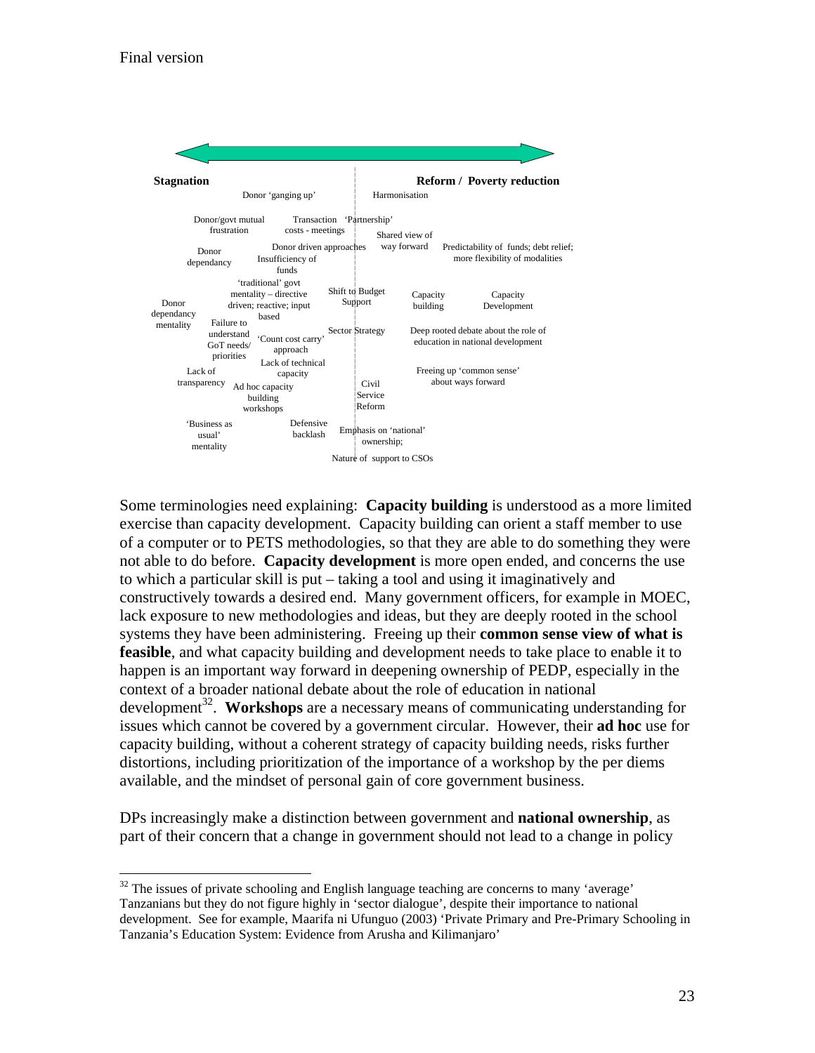Stagnation ⟷ Reform / Poverty reduction

| Stagnation | | Reform / Poverty reduction | |
|---|---|---|---|
| | Donor 'ganging up' | Harmonisation | |
| Donor/govt mutual frustration | Transaction costs - meetings | 'Partnership' | |
| | | Shared view of way forward | |
| Donor dependancy | Donor driven approaches | | Predictability of funds; debt relief; more flexibility of modalities |
| | Insufficiency of funds | | |
| Donor dependancy mentality | 'traditional' govt mentality – directive driven; reactive; input based | Shift to Budget Support | |
| | | Capacity building | Capacity Development |
| Failure to understand GoT needs/ priorities | 'Count cost carry' approach | Sector Strategy | Deep rooted debate about the role of education in national development |
| | Lack of technical capacity | | |
| Lack of transparency | Ad hoc capacity building workshops | Civil Service Reform | Freeing up 'common sense' about ways forward |
| 'Business as usual' mentality | Defensive backlash | Emphasis on 'national' ownership; | |
| | | Nature of support to CSOs | |

Some terminologies need explaining: **Capacity building** is understood as a more limited exercise than capacity development. Capacity building can orient a staff member to use of a computer or to PETS methodologies, so that they are able to do something they were not able to do before. **Capacity development** is more open ended, and concerns the use to which a particular skill is put – taking a tool and using it imaginatively and constructively towards a desired end. Many government officers, for example in MOEC, lack exposure to new methodologies and ideas, but they are deeply rooted in the school systems they have been administering. Freeing up their **common sense view of what is feasible**, and what capacity building and development needs to take place to enable it to happen is an important way forward in deepening ownership of PEDP, especially in the context of a broader national debate about the role of education in national development[32]. **Workshops** are a necessary means of communicating understanding for issues which cannot be covered by a government circular. However, their **ad hoc** use for capacity building, without a coherent strategy of capacity building needs, risks further distortions, including prioritization of the importance of a workshop by the per diems available, and the mindset of personal gain of core government business.

DPs increasingly make a distinction between government and **national ownership**, as part of their concern that a change in government should not lead to a change in policy

[32] The issues of private schooling and English language teaching are concerns to many 'average' Tanzanians but they do not figure highly in 'sector dialogue', despite their importance to national development. See for example, Maarifa ni Ufunguo (2003) 'Private Primary and Pre-Primary Schooling in Tanzania's Education System: Evidence from Arusha and Kilimanjaro'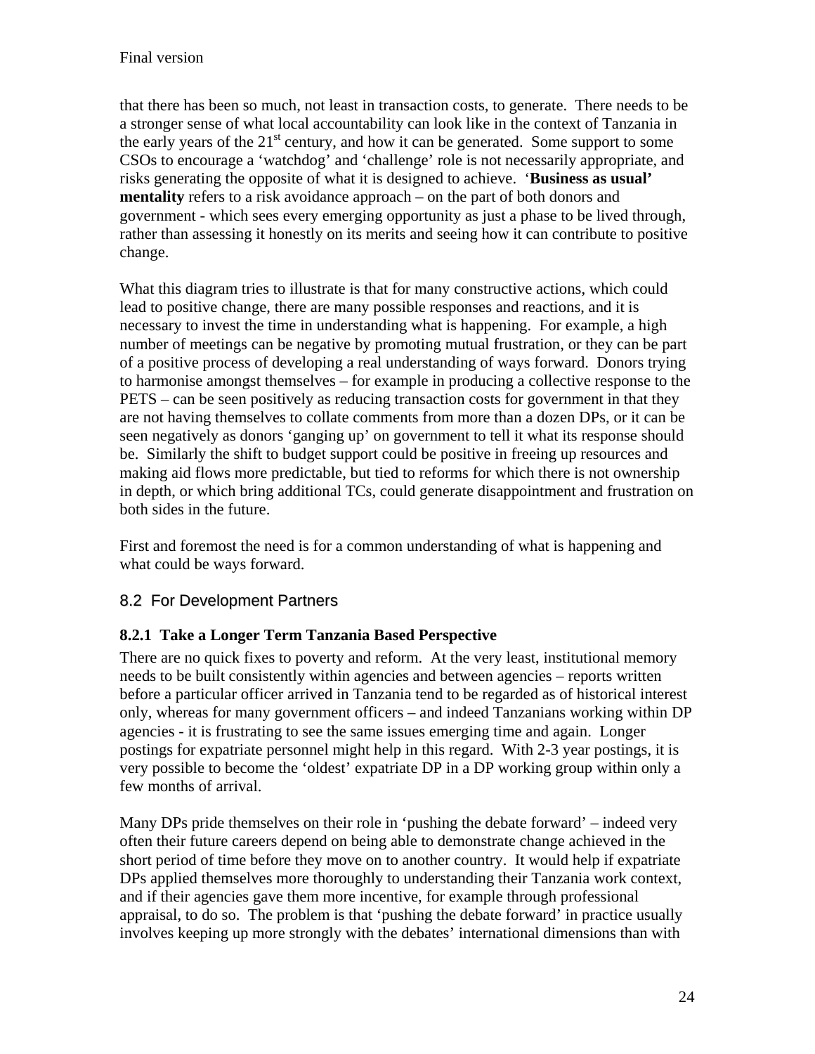that there has been so much, not least in transaction costs, to generate. There needs to be a stronger sense of what local accountability can look like in the context of Tanzania in the early years of the 21st century, and how it can be generated. Some support to some CSOs to encourage a 'watchdog' and 'challenge' role is not necessarily appropriate, and risks generating the opposite of what it is designed to achieve. '**Business as usual' mentality** refers to a risk avoidance approach – on the part of both donors and government - which sees every emerging opportunity as just a phase to be lived through, rather than assessing it honestly on its merits and seeing how it can contribute to positive change.

What this diagram tries to illustrate is that for many constructive actions, which could lead to positive change, there are many possible responses and reactions, and it is necessary to invest the time in understanding what is happening. For example, a high number of meetings can be negative by promoting mutual frustration, or they can be part of a positive process of developing a real understanding of ways forward. Donors trying to harmonise amongst themselves – for example in producing a collective response to the PETS – can be seen positively as reducing transaction costs for government in that they are not having themselves to collate comments from more than a dozen DPs, or it can be seen negatively as donors 'ganging up' on government to tell it what its response should be. Similarly the shift to budget support could be positive in freeing up resources and making aid flows more predictable, but tied to reforms for which there is not ownership in depth, or which bring additional TCs, could generate disappointment and frustration on both sides in the future.

First and foremost the need is for a common understanding of what is happening and what could be ways forward.

## 8.2 For Development Partners

### 8.2.1 Take a Longer Term Tanzania Based Perspective

There are no quick fixes to poverty and reform. At the very least, institutional memory needs to be built consistently within agencies and between agencies – reports written before a particular officer arrived in Tanzania tend to be regarded as of historical interest only, whereas for many government officers – and indeed Tanzanians working within DP agencies - it is frustrating to see the same issues emerging time and again. Longer postings for expatriate personnel might help in this regard. With 2-3 year postings, it is very possible to become the 'oldest' expatriate DP in a DP working group within only a few months of arrival.

Many DPs pride themselves on their role in 'pushing the debate forward' – indeed very often their future careers depend on being able to demonstrate change achieved in the short period of time before they move on to another country. It would help if expatriate DPs applied themselves more thoroughly to understanding their Tanzania work context, and if their agencies gave them more incentive, for example through professional appraisal, to do so. The problem is that 'pushing the debate forward' in practice usually involves keeping up more strongly with the debates' international dimensions than with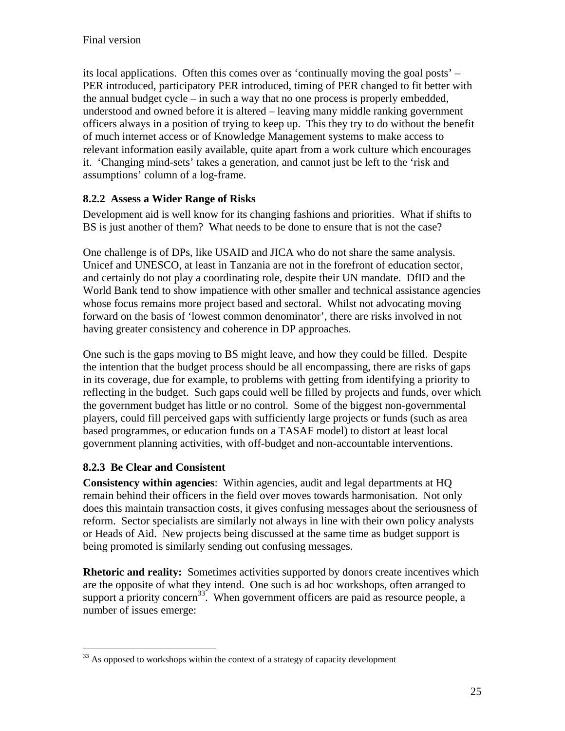its local applications. Often this comes over as 'continually moving the goal posts' – PER introduced, participatory PER introduced, timing of PER changed to fit better with the annual budget cycle – in such a way that no one process is properly embedded, understood and owned before it is altered – leaving many middle ranking government officers always in a position of trying to keep up. This they try to do without the benefit of much internet access or of Knowledge Management systems to make access to relevant information easily available, quite apart from a work culture which encourages it. 'Changing mind-sets' takes a generation, and cannot just be left to the 'risk and assumptions' column of a log-frame.

### 8.2.2 Assess a Wider Range of Risks

Development aid is well know for its changing fashions and priorities. What if shifts to BS is just another of them? What needs to be done to ensure that is not the case?

One challenge is of DPs, like USAID and JICA who do not share the same analysis. Unicef and UNESCO, at least in Tanzania are not in the forefront of education sector, and certainly do not play a coordinating role, despite their UN mandate. DfID and the World Bank tend to show impatience with other smaller and technical assistance agencies whose focus remains more project based and sectoral. Whilst not advocating moving forward on the basis of 'lowest common denominator', there are risks involved in not having greater consistency and coherence in DP approaches.

One such is the gaps moving to BS might leave, and how they could be filled. Despite the intention that the budget process should be all encompassing, there are risks of gaps in its coverage, due for example, to problems with getting from identifying a priority to reflecting in the budget. Such gaps could well be filled by projects and funds, over which the government budget has little or no control. Some of the biggest non-governmental players, could fill perceived gaps with sufficiently large projects or funds (such as area based programmes, or education funds on a TASAF model) to distort at least local government planning activities, with off-budget and non-accountable interventions.

### 8.2.3 Be Clear and Consistent

**Consistency within agencies**: Within agencies, audit and legal departments at HQ remain behind their officers in the field over moves towards harmonisation. Not only does this maintain transaction costs, it gives confusing messages about the seriousness of reform. Sector specialists are similarly not always in line with their own policy analysts or Heads of Aid. New projects being discussed at the same time as budget support is being promoted is similarly sending out confusing messages.

**Rhetoric and reality:** Sometimes activities supported by donors create incentives which are the opposite of what they intend. One such is ad hoc workshops, often arranged to support a priority concern[33]. When government officers are paid as resource people, a number of issues emerge:

[33] As opposed to workshops within the context of a strategy of capacity development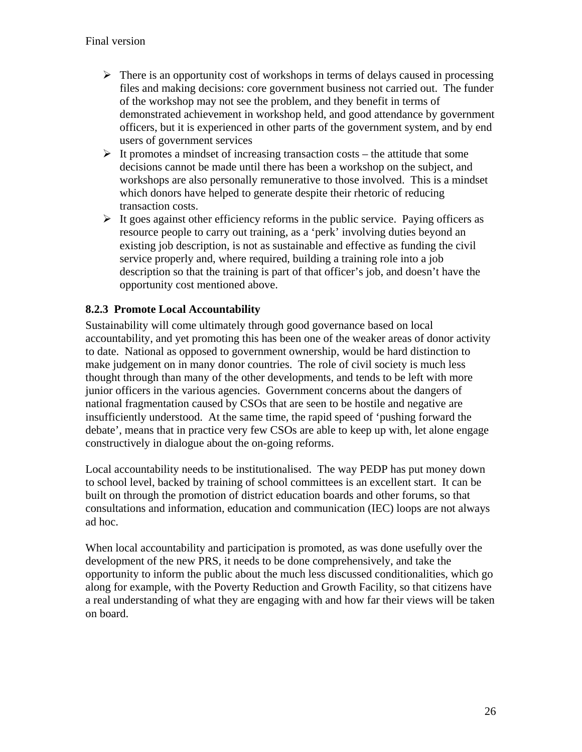- There is an opportunity cost of workshops in terms of delays caused in processing files and making decisions: core government business not carried out. The funder of the workshop may not see the problem, and they benefit in terms of demonstrated achievement in workshop held, and good attendance by government officers, but it is experienced in other parts of the government system, and by end users of government services
- It promotes a mindset of increasing transaction costs – the attitude that some decisions cannot be made until there has been a workshop on the subject, and workshops are also personally remunerative to those involved. This is a mindset which donors have helped to generate despite their rhetoric of reducing transaction costs.
- It goes against other efficiency reforms in the public service. Paying officers as resource people to carry out training, as a 'perk' involving duties beyond an existing job description, is not as sustainable and effective as funding the civil service properly and, where required, building a training role into a job description so that the training is part of that officer's job, and doesn't have the opportunity cost mentioned above.

### 8.2.3 Promote Local Accountability

Sustainability will come ultimately through good governance based on local accountability, and yet promoting this has been one of the weaker areas of donor activity to date. National as opposed to government ownership, would be hard distinction to make judgement on in many donor countries. The role of civil society is much less thought through than many of the other developments, and tends to be left with more junior officers in the various agencies. Government concerns about the dangers of national fragmentation caused by CSOs that are seen to be hostile and negative are insufficiently understood. At the same time, the rapid speed of 'pushing forward the debate', means that in practice very few CSOs are able to keep up with, let alone engage constructively in dialogue about the on-going reforms.

Local accountability needs to be institutionalised. The way PEDP has put money down to school level, backed by training of school committees is an excellent start. It can be built on through the promotion of district education boards and other forums, so that consultations and information, education and communication (IEC) loops are not always ad hoc.

When local accountability and participation is promoted, as was done usefully over the development of the new PRS, it needs to be done comprehensively, and take the opportunity to inform the public about the much less discussed conditionalities, which go along for example, with the Poverty Reduction and Growth Facility, so that citizens have a real understanding of what they are engaging with and how far their views will be taken on board.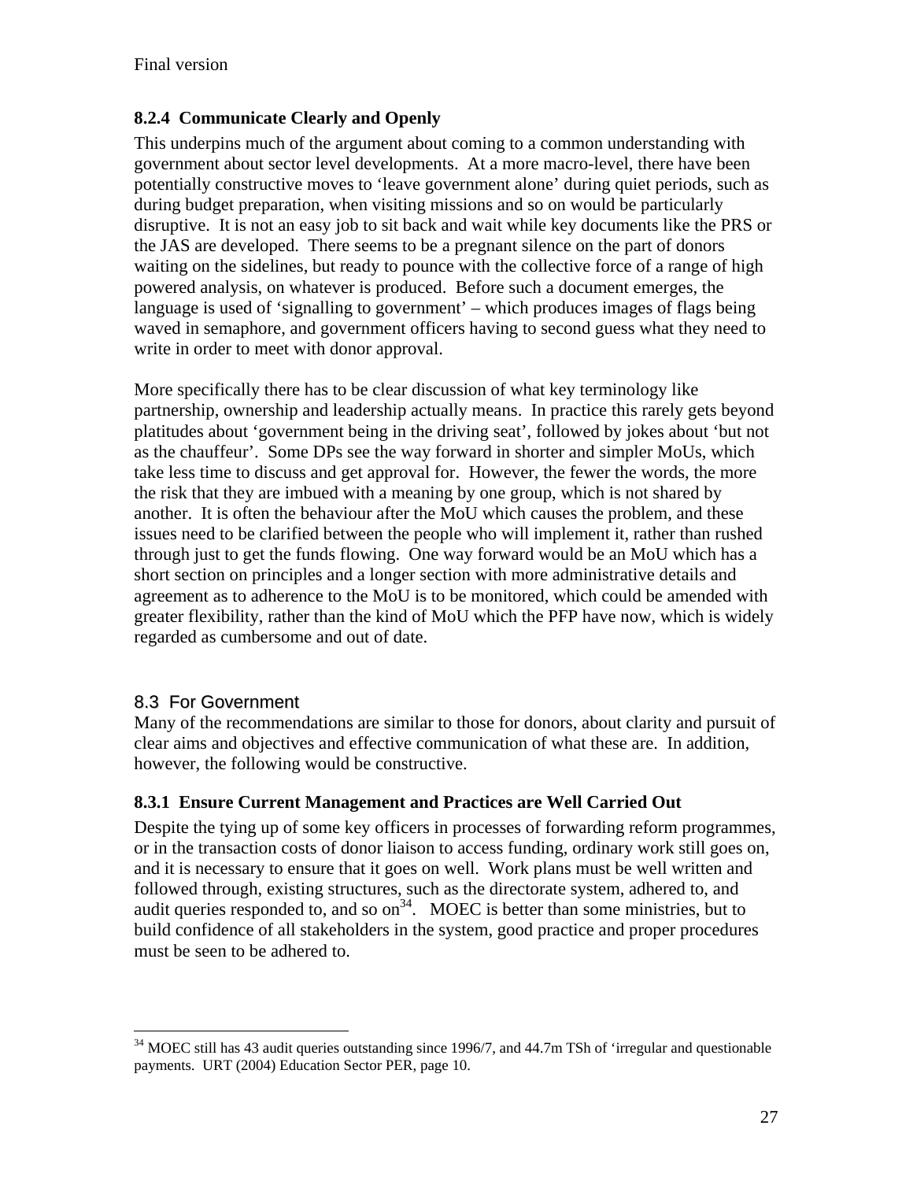### 8.2.4 Communicate Clearly and Openly

This underpins much of the argument about coming to a common understanding with government about sector level developments. At a more macro-level, there have been potentially constructive moves to 'leave government alone' during quiet periods, such as during budget preparation, when visiting missions and so on would be particularly disruptive. It is not an easy job to sit back and wait while key documents like the PRS or the JAS are developed. There seems to be a pregnant silence on the part of donors waiting on the sidelines, but ready to pounce with the collective force of a range of high powered analysis, on whatever is produced. Before such a document emerges, the language is used of 'signalling to government' – which produces images of flags being waved in semaphore, and government officers having to second guess what they need to write in order to meet with donor approval.

More specifically there has to be clear discussion of what key terminology like partnership, ownership and leadership actually means. In practice this rarely gets beyond platitudes about 'government being in the driving seat', followed by jokes about 'but not as the chauffeur'. Some DPs see the way forward in shorter and simpler MoUs, which take less time to discuss and get approval for. However, the fewer the words, the more the risk that they are imbued with a meaning by one group, which is not shared by another. It is often the behaviour after the MoU which causes the problem, and these issues need to be clarified between the people who will implement it, rather than rushed through just to get the funds flowing. One way forward would be an MoU which has a short section on principles and a longer section with more administrative details and agreement as to adherence to the MoU is to be monitored, which could be amended with greater flexibility, rather than the kind of MoU which the PFP have now, which is widely regarded as cumbersome and out of date.

## 8.3 For Government

Many of the recommendations are similar to those for donors, about clarity and pursuit of clear aims and objectives and effective communication of what these are. In addition, however, the following would be constructive.

### 8.3.1 Ensure Current Management and Practices are Well Carried Out

Despite the tying up of some key officers in processes of forwarding reform programmes, or in the transaction costs of donor liaison to access funding, ordinary work still goes on, and it is necessary to ensure that it goes on well. Work plans must be well written and followed through, existing structures, such as the directorate system, adhered to, and audit queries responded to, and so on[34]. MOEC is better than some ministries, but to build confidence of all stakeholders in the system, good practice and proper procedures must be seen to be adhered to.

---

[34] MOEC still has 43 audit queries outstanding since 1996/7, and 44.7m TSh of 'irregular and questionable payments. URT (2004) Education Sector PER, page 10.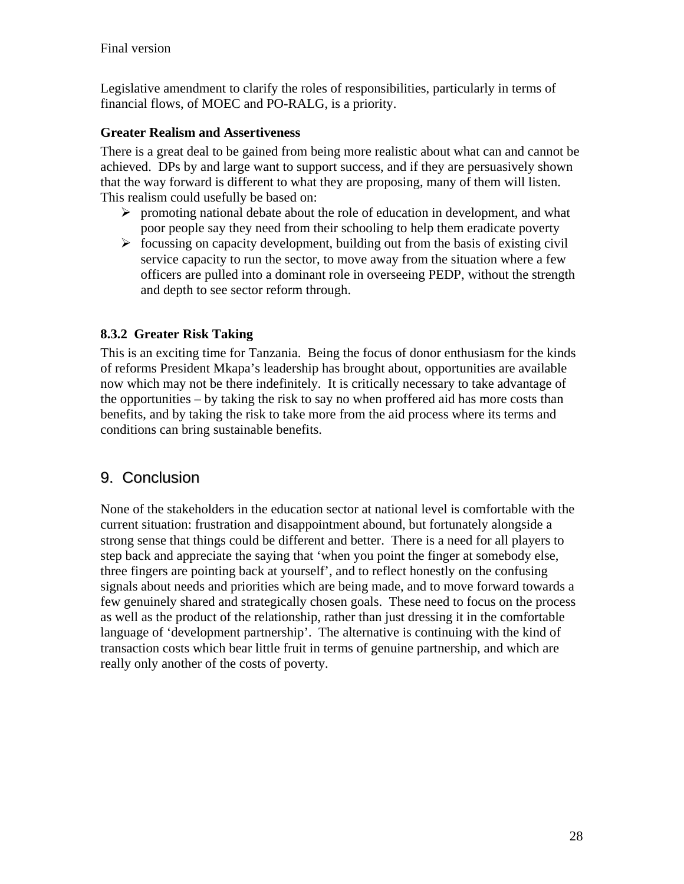Legislative amendment to clarify the roles of responsibilities, particularly in terms of financial flows, of MOEC and PO-RALG, is a priority.

**Greater Realism and Assertiveness**

There is a great deal to be gained from being more realistic about what can and cannot be achieved. DPs by and large want to support success, and if they are persuasively shown that the way forward is different to what they are proposing, many of them will listen. This realism could usefully be based on:

- promoting national debate about the role of education in development, and what poor people say they need from their schooling to help them eradicate poverty
- focussing on capacity development, building out from the basis of existing civil service capacity to run the sector, to move away from the situation where a few officers are pulled into a dominant role in overseeing PEDP, without the strength and depth to see sector reform through.

### 8.3.2 Greater Risk Taking

This is an exciting time for Tanzania. Being the focus of donor enthusiasm for the kinds of reforms President Mkapa's leadership has brought about, opportunities are available now which may not be there indefinitely. It is critically necessary to take advantage of the opportunities – by taking the risk to say no when proffered aid has more costs than benefits, and by taking the risk to take more from the aid process where its terms and conditions can bring sustainable benefits.

# 9. Conclusion

None of the stakeholders in the education sector at national level is comfortable with the current situation: frustration and disappointment abound, but fortunately alongside a strong sense that things could be different and better. There is a need for all players to step back and appreciate the saying that 'when you point the finger at somebody else, three fingers are pointing back at yourself', and to reflect honestly on the confusing signals about needs and priorities which are being made, and to move forward towards a few genuinely shared and strategically chosen goals. These need to focus on the process as well as the product of the relationship, rather than just dressing it in the comfortable language of 'development partnership'. The alternative is continuing with the kind of transaction costs which bear little fruit in terms of genuine partnership, and which are really only another of the costs of poverty.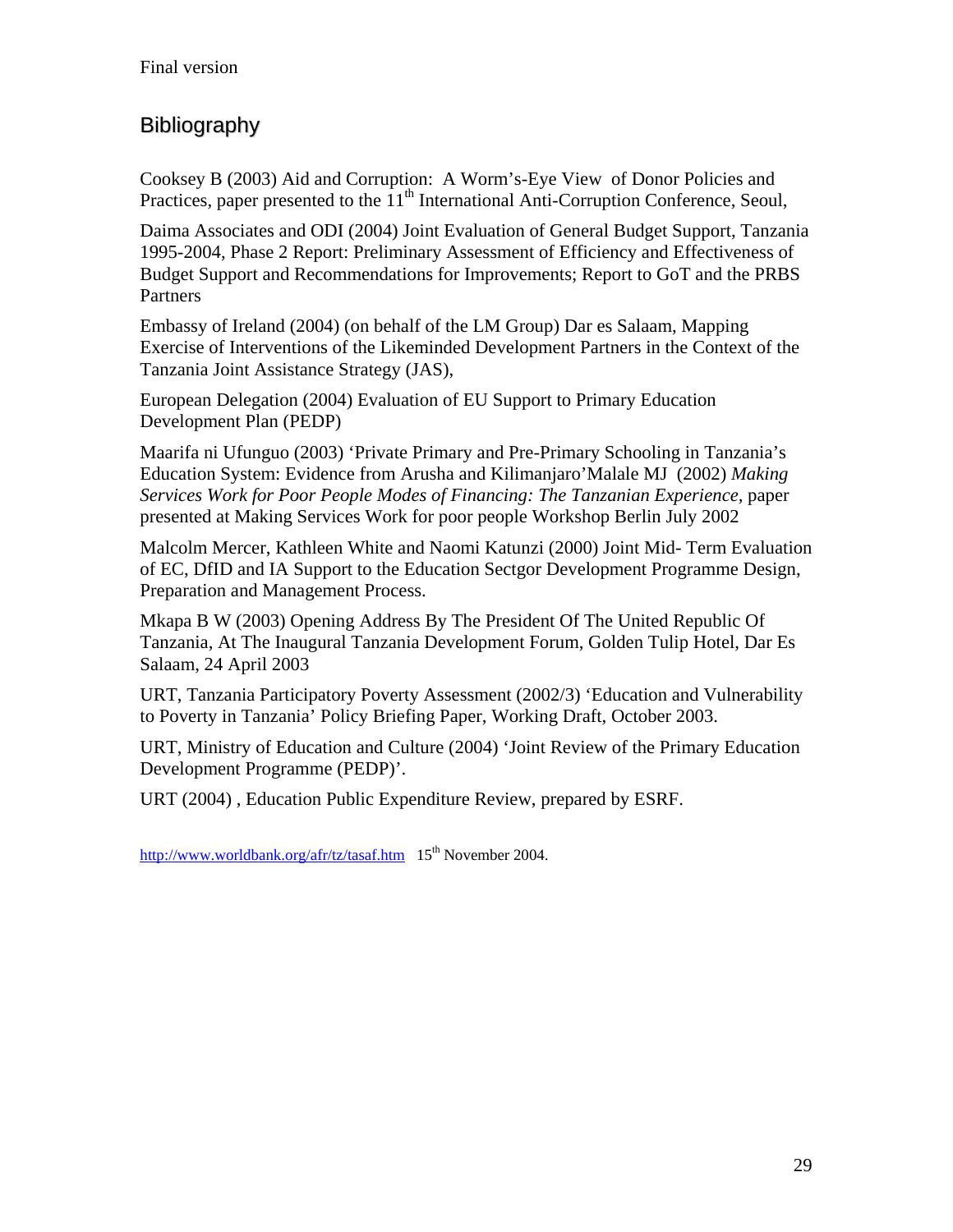## Bibliography

Cooksey B (2003) Aid and Corruption:  A Worm's-Eye View  of Donor Policies and Practices, paper presented to the 11th International Anti-Corruption Conference, Seoul,

Daima Associates and ODI (2004) Joint Evaluation of General Budget Support, Tanzania 1995-2004, Phase 2 Report: Preliminary Assessment of Efficiency and Effectiveness of Budget Support and Recommendations for Improvements; Report to GoT and the PRBS Partners

Embassy of Ireland (2004) (on behalf of the LM Group) Dar es Salaam, Mapping Exercise of Interventions of the Likeminded Development Partners in the Context of the Tanzania Joint Assistance Strategy (JAS),

European Delegation (2004) Evaluation of EU Support to Primary Education Development Plan (PEDP)

Maarifa ni Ufunguo (2003) 'Private Primary and Pre-Primary Schooling in Tanzania's Education System: Evidence from Arusha and Kilimanjaro'Malale MJ  (2002) *Making Services Work for Poor People Modes of Financing: The Tanzanian Experience*, paper presented at Making Services Work for poor people Workshop Berlin July 2002

Malcolm Mercer, Kathleen White and Naomi Katunzi (2000) Joint Mid- Term Evaluation of EC, DfID and IA Support to the Education Sectgor Development Programme Design, Preparation and Management Process.

Mkapa B W (2003) Opening Address By The President Of The United Republic Of Tanzania, At The Inaugural Tanzania Development Forum, Golden Tulip Hotel, Dar Es Salaam, 24 April 2003

URT, Tanzania Participatory Poverty Assessment (2002/3) 'Education and Vulnerability to Poverty in Tanzania' Policy Briefing Paper, Working Draft, October 2003.

URT, Ministry of Education and Culture (2004) 'Joint Review of the Primary Education Development Programme (PEDP)'.

URT (2004) , Education Public Expenditure Review, prepared by ESRF.

http://www.worldbank.org/afr/tz/tasaf.htm   15th November 2004.